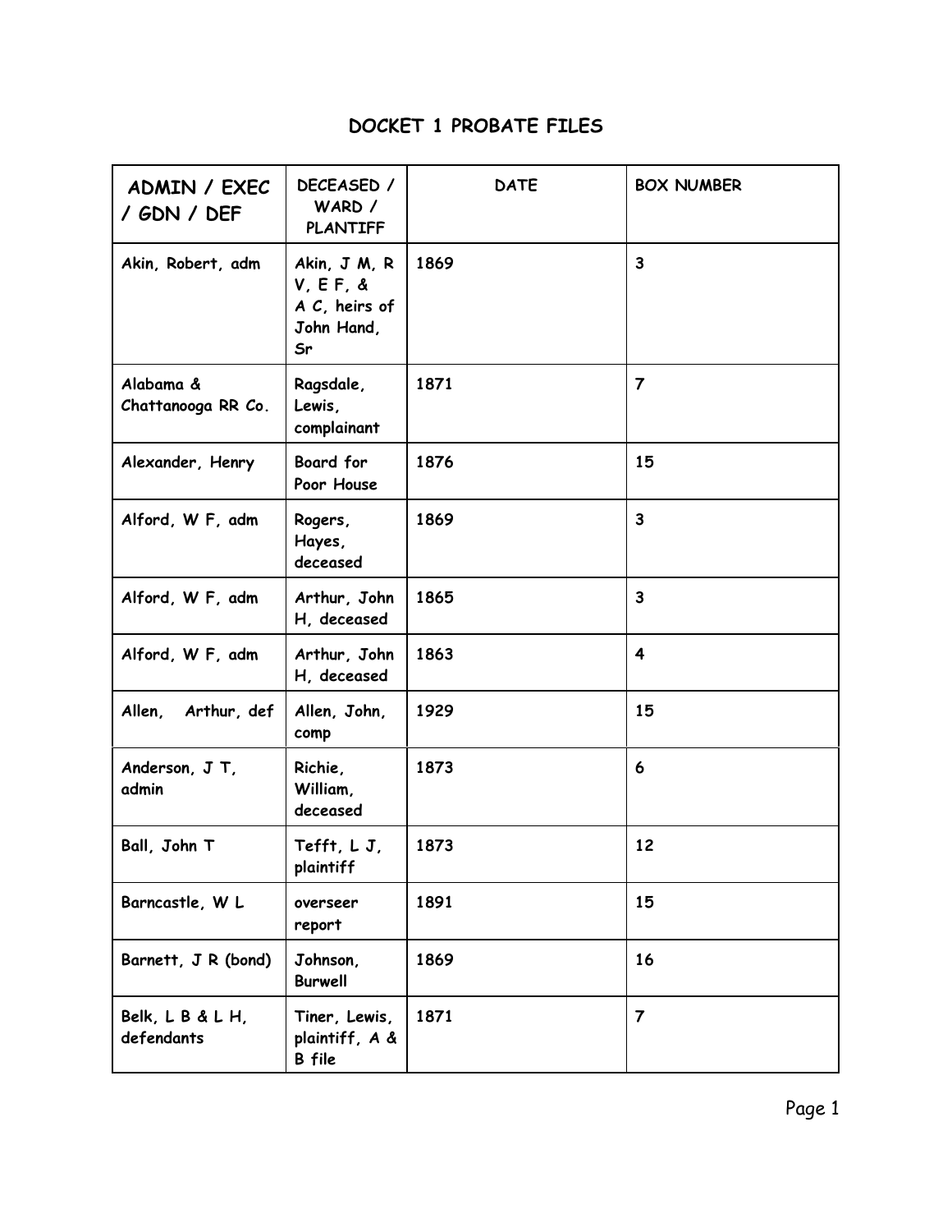# DOCKET 1 PROBATE FILES

| ADMIN / EXEC / GDN / DEF | DECEASED / WARD / PLANTIFF | DATE | BOX NUMBER |
|---|---|---|---|
| Akin, Robert, adm | Akin, J M, R V, E F, & A C, heirs of John Hand, Sr | 1869 | 3 |
| Alabama & Chattanooga RR Co. | Ragsdale, Lewis, complainant | 1871 | 7 |
| Alexander, Henry | Board for Poor House | 1876 | 15 |
| Alford, W F, adm | Rogers, Hayes, deceased | 1869 | 3 |
| Alford, W F, adm | Arthur, John H, deceased | 1865 | 3 |
| Alford, W F, adm | Arthur, John H, deceased | 1863 | 4 |
| Allen, Arthur, def | Allen, John, comp | 1929 | 15 |
| Anderson, J T, admin | Richie, William, deceased | 1873 | 6 |
| Ball, John T | Tefft, L J, plaintiff | 1873 | 12 |
| Barncastle, W L | overseer report | 1891 | 15 |
| Barnett, J R (bond) | Johnson, Burwell | 1869 | 16 |
| Belk, L B & L H, defendants | Tiner, Lewis, plaintiff, A & B file | 1871 | 7 |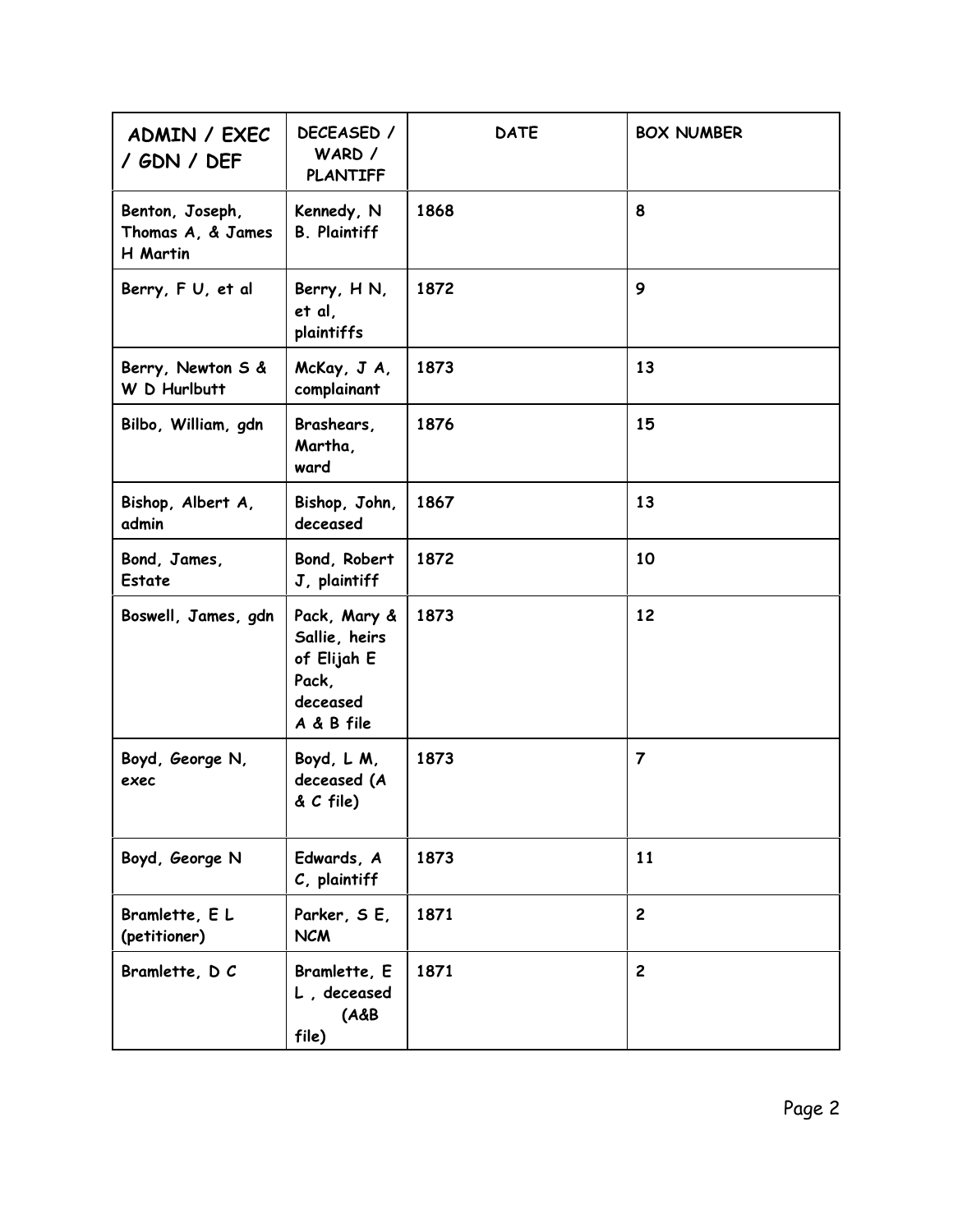| ADMIN / EXEC / GDN / DEF | DECEASED / WARD / PLANTIFF | DATE | BOX NUMBER |
|---|---|---|---|
| Benton, Joseph, Thomas A, & James H Martin | Kennedy, N B. Plaintiff | 1868 | 8 |
| Berry, F U, et al | Berry, H N, et al, plaintiffs | 1872 | 9 |
| Berry, Newton S & W D Hurlbutt | McKay, J A, complainant | 1873 | 13 |
| Bilbo, William, gdn | Brashears, Martha, ward | 1876 | 15 |
| Bishop, Albert A, admin | Bishop, John, deceased | 1867 | 13 |
| Bond, James, Estate | Bond, Robert J, plaintiff | 1872 | 10 |
| Boswell, James, gdn | Pack, Mary & Sallie, heirs of Elijah E Pack, deceased A & B file | 1873 | 12 |
| Boyd, George N, exec | Boyd, L M, deceased (A & C file) | 1873 | 7 |
| Boyd, George N | Edwards, A C, plaintiff | 1873 | 11 |
| Bramlette, E L (petitioner) | Parker, S E, NCM | 1871 | 2 |
| Bramlette, D C | Bramlette, E L , deceased (A&B file) | 1871 | 2 |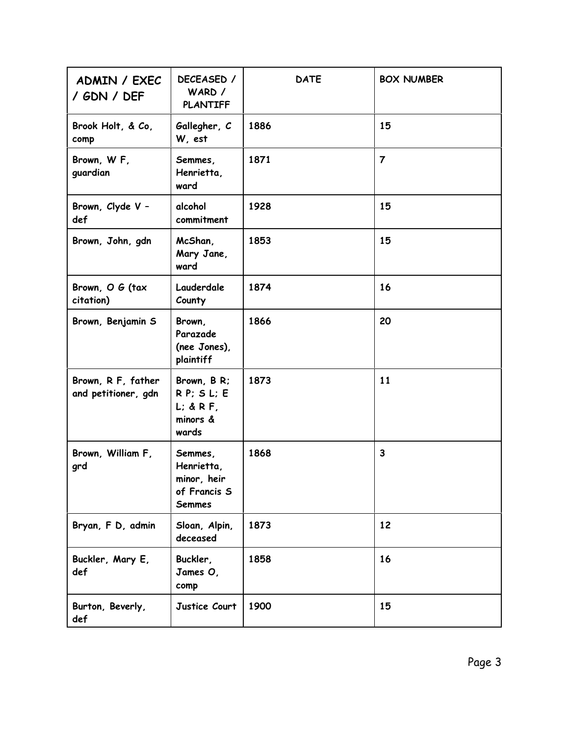| ADMIN / EXEC / GDN / DEF | DECEASED / WARD / PLANTIFF | DATE | BOX NUMBER |
|---|---|---|---|
| Brook Holt, & Co, comp | Gallegher, C W, est | 1886 | 15 |
| Brown, W F, guardian | Semmes, Henrietta, ward | 1871 | 7 |
| Brown, Clyde V – def | alcohol commitment | 1928 | 15 |
| Brown, John, gdn | McShan, Mary Jane, ward | 1853 | 15 |
| Brown, O G (tax citation) | Lauderdale County | 1874 | 16 |
| Brown, Benjamin S | Brown, Parazade (nee Jones), plaintiff | 1866 | 20 |
| Brown, R F, father and petitioner, gdn | Brown, B R; R P; S L; E L; & R F, minors & wards | 1873 | 11 |
| Brown, William F, grd | Semmes, Henrietta, minor, heir of Francis S Semmes | 1868 | 3 |
| Bryan, F D, admin | Sloan, Alpin, deceased | 1873 | 12 |
| Buckler, Mary E, def | Buckler, James O, comp | 1858 | 16 |
| Burton, Beverly, def | Justice Court | 1900 | 15 |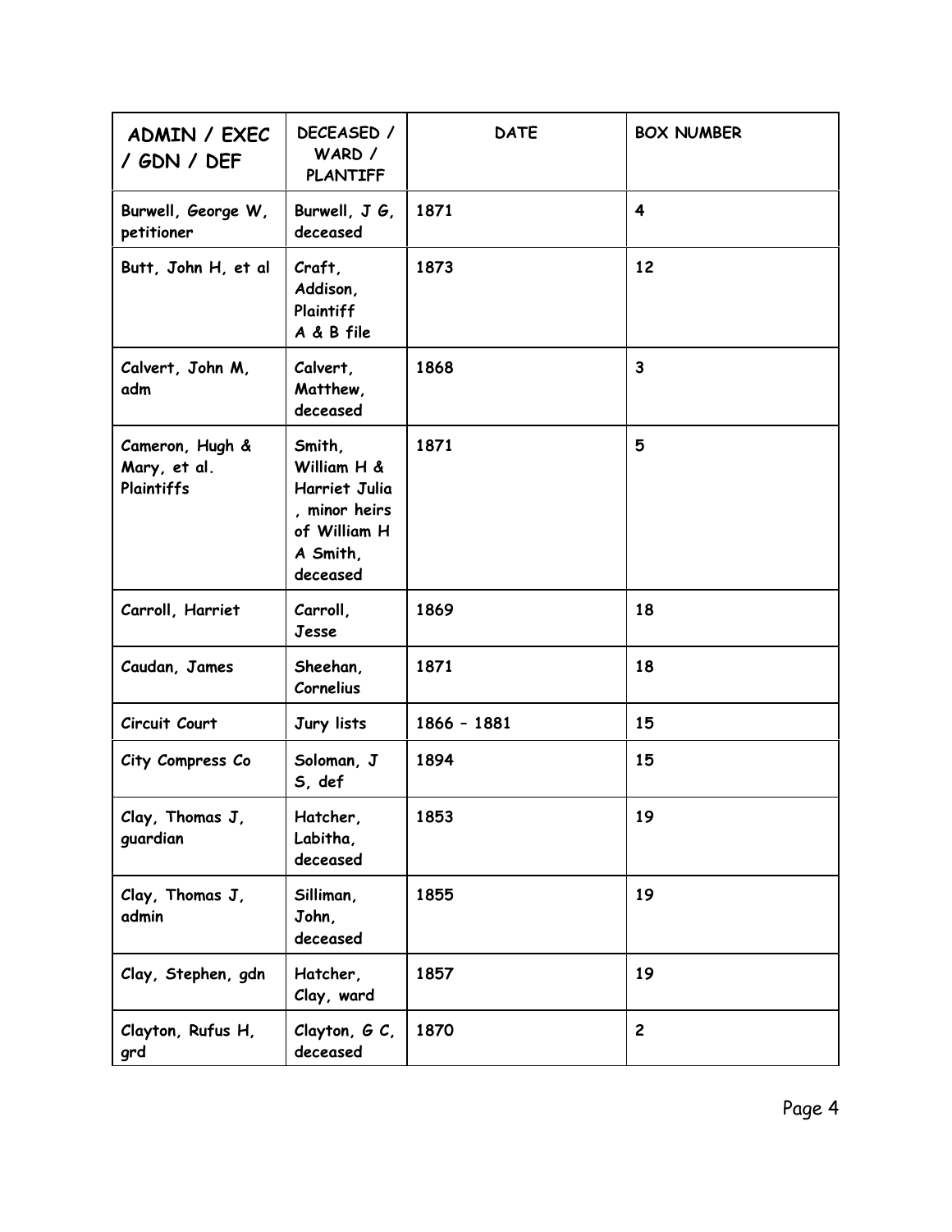| ADMIN / EXEC / GDN / DEF | DECEASED / WARD / PLANTIFF | DATE | BOX NUMBER |
|---|---|---|---|
| Burwell, George W, petitioner | Burwell, J G, deceased | 1871 | 4 |
| Butt, John H, et al | Craft, Addison, Plaintiff A & B file | 1873 | 12 |
| Calvert, John M, adm | Calvert, Matthew, deceased | 1868 | 3 |
| Cameron, Hugh & Mary, et al. Plaintiffs | Smith, William H & Harriet Julia , minor heirs of William H A Smith, deceased | 1871 | 5 |
| Carroll, Harriet | Carroll, Jesse | 1869 | 18 |
| Caudan, James | Sheehan, Cornelius | 1871 | 18 |
| Circuit Court | Jury lists | 1866 – 1881 | 15 |
| City Compress Co | Soloman, J S, def | 1894 | 15 |
| Clay, Thomas J, guardian | Hatcher, Labitha, deceased | 1853 | 19 |
| Clay, Thomas J, admin | Silliman, John, deceased | 1855 | 19 |
| Clay, Stephen, gdn | Hatcher, Clay, ward | 1857 | 19 |
| Clayton, Rufus H, grd | Clayton, G C, deceased | 1870 | 2 |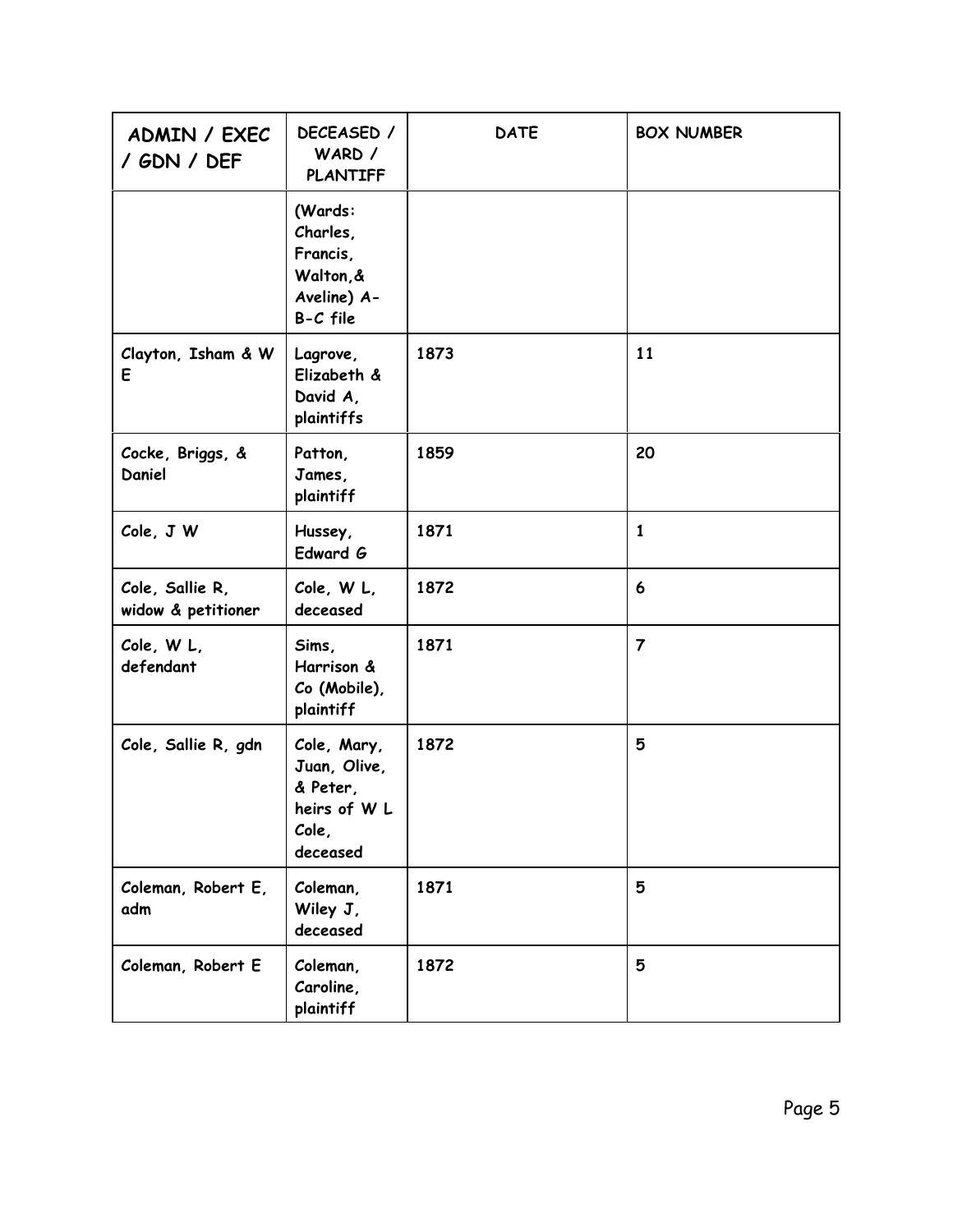| ADMIN / EXEC / GDN / DEF | DECEASED / WARD / PLANTIFF | DATE | BOX NUMBER |
|---|---|---|---|
| | (Wards: Charles, Francis, Walton,& Aveline) A-B-C file | | |
| Clayton, Isham & W E | Lagrove, Elizabeth & David A, plaintiffs | 1873 | 11 |
| Cocke, Briggs, & Daniel | Patton, James, plaintiff | 1859 | 20 |
| Cole, J W | Hussey, Edward G | 1871 | 1 |
| Cole, Sallie R, widow & petitioner | Cole, W L, deceased | 1872 | 6 |
| Cole, W L, defendant | Sims, Harrison & Co (Mobile), plaintiff | 1871 | 7 |
| Cole, Sallie R, gdn | Cole, Mary, Juan, Olive, & Peter, heirs of W L Cole, deceased | 1872 | 5 |
| Coleman, Robert E, adm | Coleman, Wiley J, deceased | 1871 | 5 |
| Coleman, Robert E | Coleman, Caroline, plaintiff | 1872 | 5 |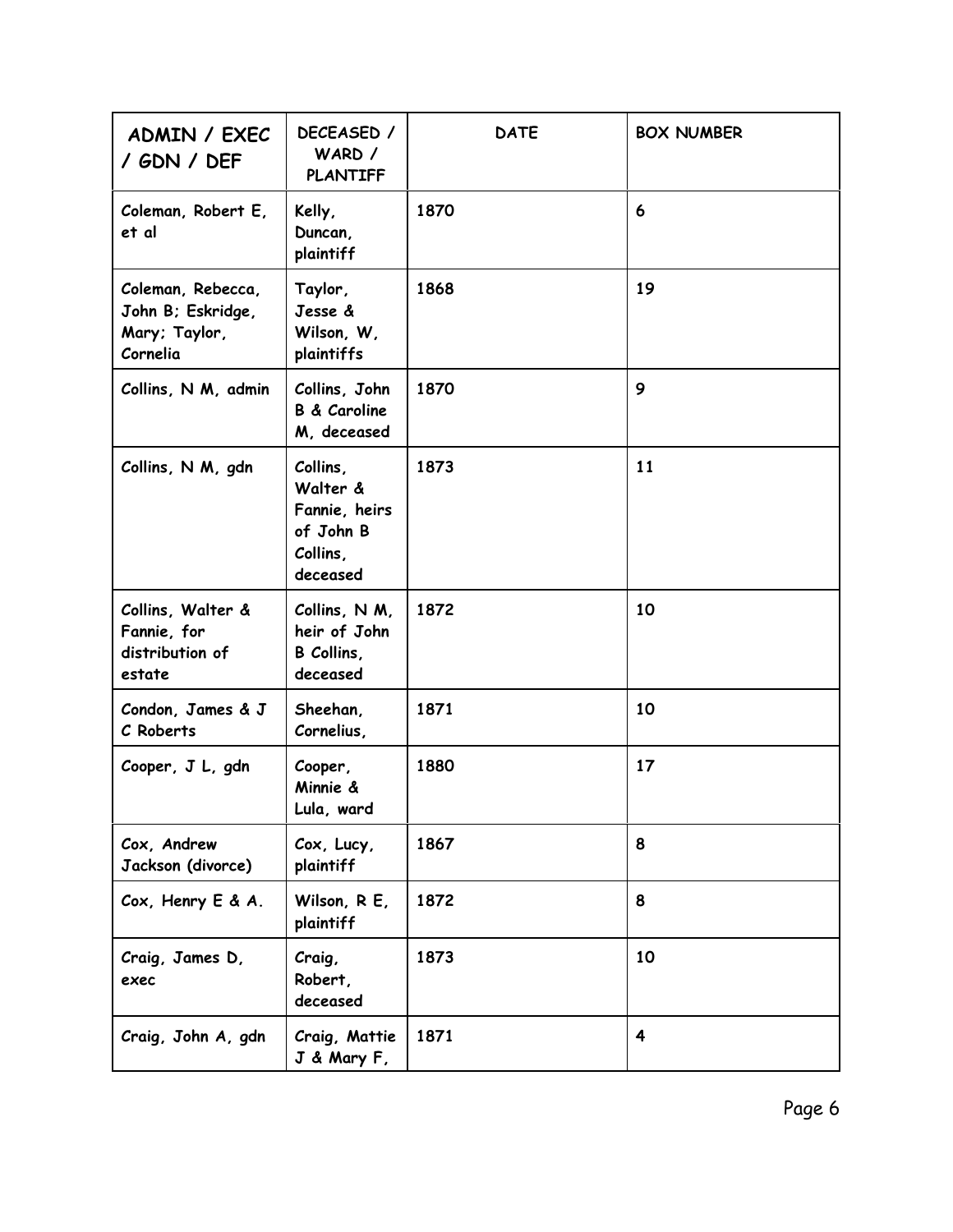| ADMIN / EXEC / GDN / DEF | DECEASED / WARD / PLANTIFF | DATE | BOX NUMBER |
|---|---|---|---|
| Coleman, Robert E, et al | Kelly, Duncan, plaintiff | 1870 | 6 |
| Coleman, Rebecca, John B; Eskridge, Mary; Taylor, Cornelia | Taylor, Jesse & Wilson, W, plaintiffs | 1868 | 19 |
| Collins, N M, admin | Collins, John B & Caroline M, deceased | 1870 | 9 |
| Collins, N M, gdn | Collins, Walter & Fannie, heirs of John B Collins, deceased | 1873 | 11 |
| Collins, Walter & Fannie, for distribution of estate | Collins, N M, heir of John B Collins, deceased | 1872 | 10 |
| Condon, James & J C Roberts | Sheehan, Cornelius, | 1871 | 10 |
| Cooper, J L, gdn | Cooper, Minnie & Lula, ward | 1880 | 17 |
| Cox, Andrew Jackson (divorce) | Cox, Lucy, plaintiff | 1867 | 8 |
| Cox, Henry E & A. | Wilson, R E, plaintiff | 1872 | 8 |
| Craig, James D, exec | Craig, Robert, deceased | 1873 | 10 |
| Craig, John A, gdn | Craig, Mattie J & Mary F, | 1871 | 4 |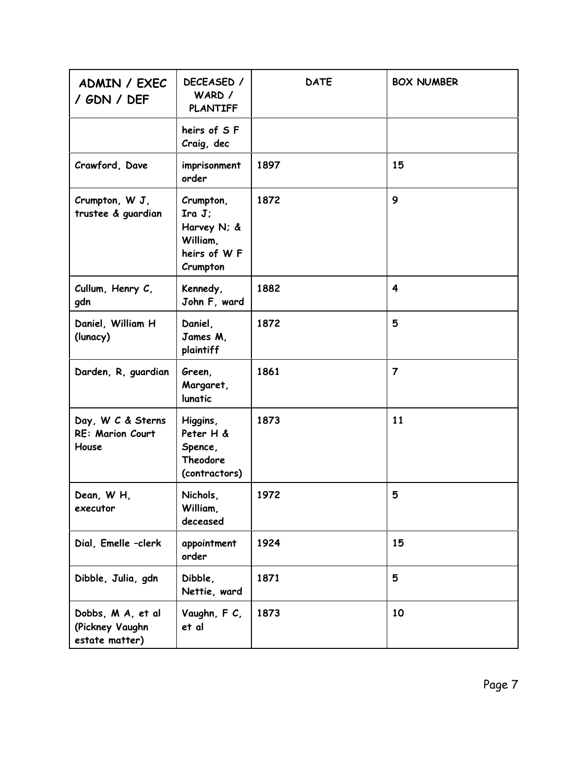| ADMIN / EXEC / GDN / DEF | DECEASED / WARD / PLANTIFF | DATE | BOX NUMBER |
|---|---|---|---|
| | heirs of S F Craig, dec | | |
| Crawford, Dave | imprisonment order | 1897 | 15 |
| Crumpton, W J, trustee & guardian | Crumpton, Ira J; Harvey N; & William, heirs of W F Crumpton | 1872 | 9 |
| Cullum, Henry C, gdn | Kennedy, John F, ward | 1882 | 4 |
| Daniel, William H (lunacy) | Daniel, James M, plaintiff | 1872 | 5 |
| Darden, R, guardian | Green, Margaret, lunatic | 1861 | 7 |
| Day, W C & Sterns RE: Marion Court House | Higgins, Peter H & Spence, Theodore (contractors) | 1873 | 11 |
| Dean, W H, executor | Nichols, William, deceased | 1972 | 5 |
| Dial, Emelle –clerk | appointment order | 1924 | 15 |
| Dibble, Julia, gdn | Dibble, Nettie, ward | 1871 | 5 |
| Dobbs, M A, et al (Pickney Vaughn estate matter) | Vaughn, F C, et al | 1873 | 10 |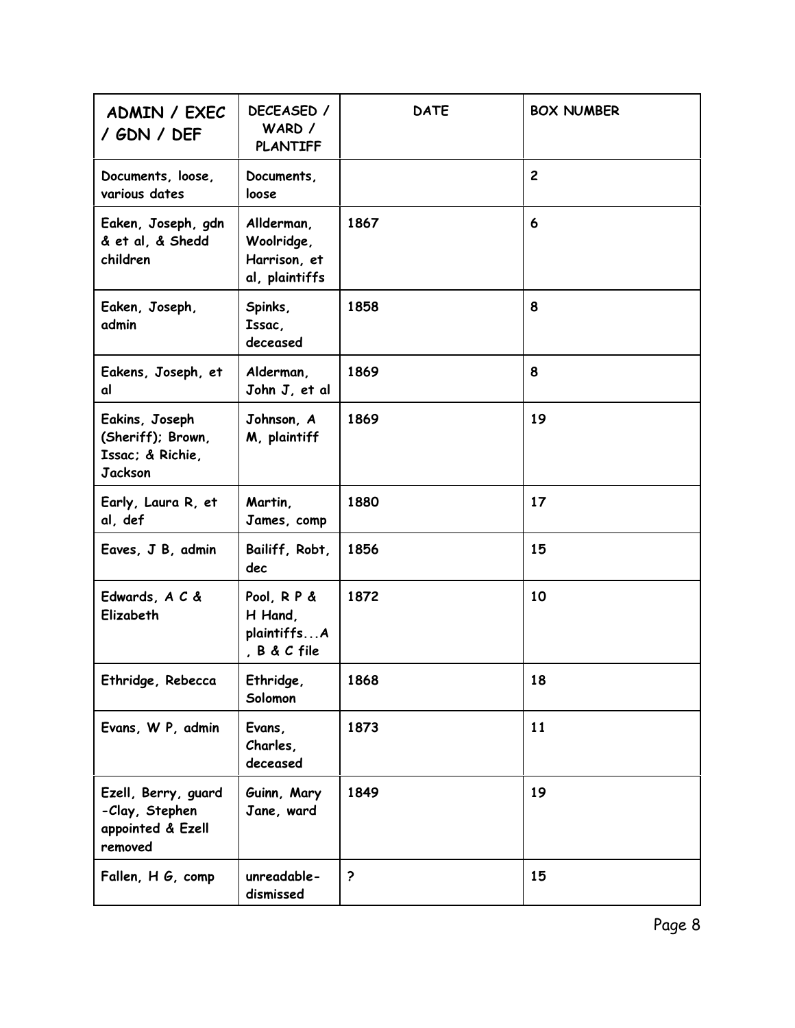| ADMIN / EXEC / GDN / DEF | DECEASED / WARD / PLANTIFF | DATE | BOX NUMBER |
|---|---|---|---|
| Documents, loose, various dates | Documents, loose | | 2 |
| Eaken, Joseph, gdn & et al, & Shedd children | Allderman, Woolridge, Harrison, et al, plaintiffs | 1867 | 6 |
| Eaken, Joseph, admin | Spinks, Issac, deceased | 1858 | 8 |
| Eakens, Joseph, et al | Alderman, John J, et al | 1869 | 8 |
| Eakins, Joseph (Sheriff); Brown, Issac; & Richie, Jackson | Johnson, A M, plaintiff | 1869 | 19 |
| Early, Laura R, et al, def | Martin, James, comp | 1880 | 17 |
| Eaves, J B, admin | Bailiff, Robt, dec | 1856 | 15 |
| Edwards, A C & Elizabeth | Pool, R P & H Hand, plaintiffs...A , B & C file | 1872 | 10 |
| Ethridge, Rebecca | Ethridge, Solomon | 1868 | 18 |
| Evans, W P, admin | Evans, Charles, deceased | 1873 | 11 |
| Ezell, Berry, guard -Clay, Stephen appointed & Ezell removed | Guinn, Mary Jane, ward | 1849 | 19 |
| Fallen, H G, comp | unreadable-dismissed | ? | 15 |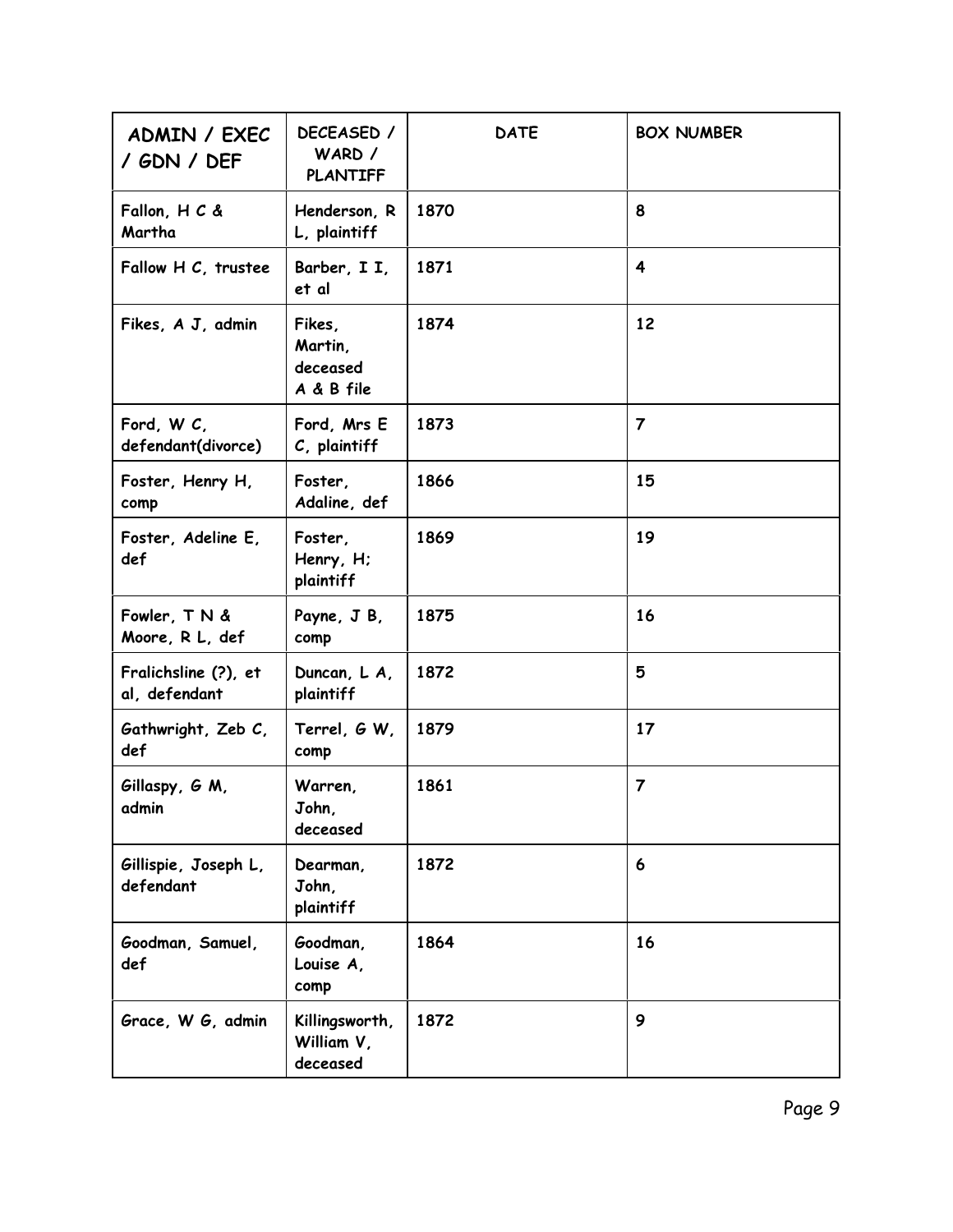| ADMIN / EXEC / GDN / DEF | DECEASED / WARD / PLANTIFF | DATE | BOX NUMBER |
|---|---|---|---|
| Fallon, H C & Martha | Henderson, R L, plaintiff | 1870 | 8 |
| Fallow H C, trustee | Barber, I I, et al | 1871 | 4 |
| Fikes, A J, admin | Fikes, Martin, deceased A & B file | 1874 | 12 |
| Ford, W C, defendant(divorce) | Ford, Mrs E C, plaintiff | 1873 | 7 |
| Foster, Henry H, comp | Foster, Adaline, def | 1866 | 15 |
| Foster, Adeline E, def | Foster, Henry, H; plaintiff | 1869 | 19 |
| Fowler, T N & Moore, R L, def | Payne, J B, comp | 1875 | 16 |
| Fralichsline (?), et al, defendant | Duncan, L A, plaintiff | 1872 | 5 |
| Gathwright, Zeb C, def | Terrel, G W, comp | 1879 | 17 |
| Gillaspy, G M, admin | Warren, John, deceased | 1861 | 7 |
| Gillispie, Joseph L, defendant | Dearman, John, plaintiff | 1872 | 6 |
| Goodman, Samuel, def | Goodman, Louise A, comp | 1864 | 16 |
| Grace, W G, admin | Killingsworth, William V, deceased | 1872 | 9 |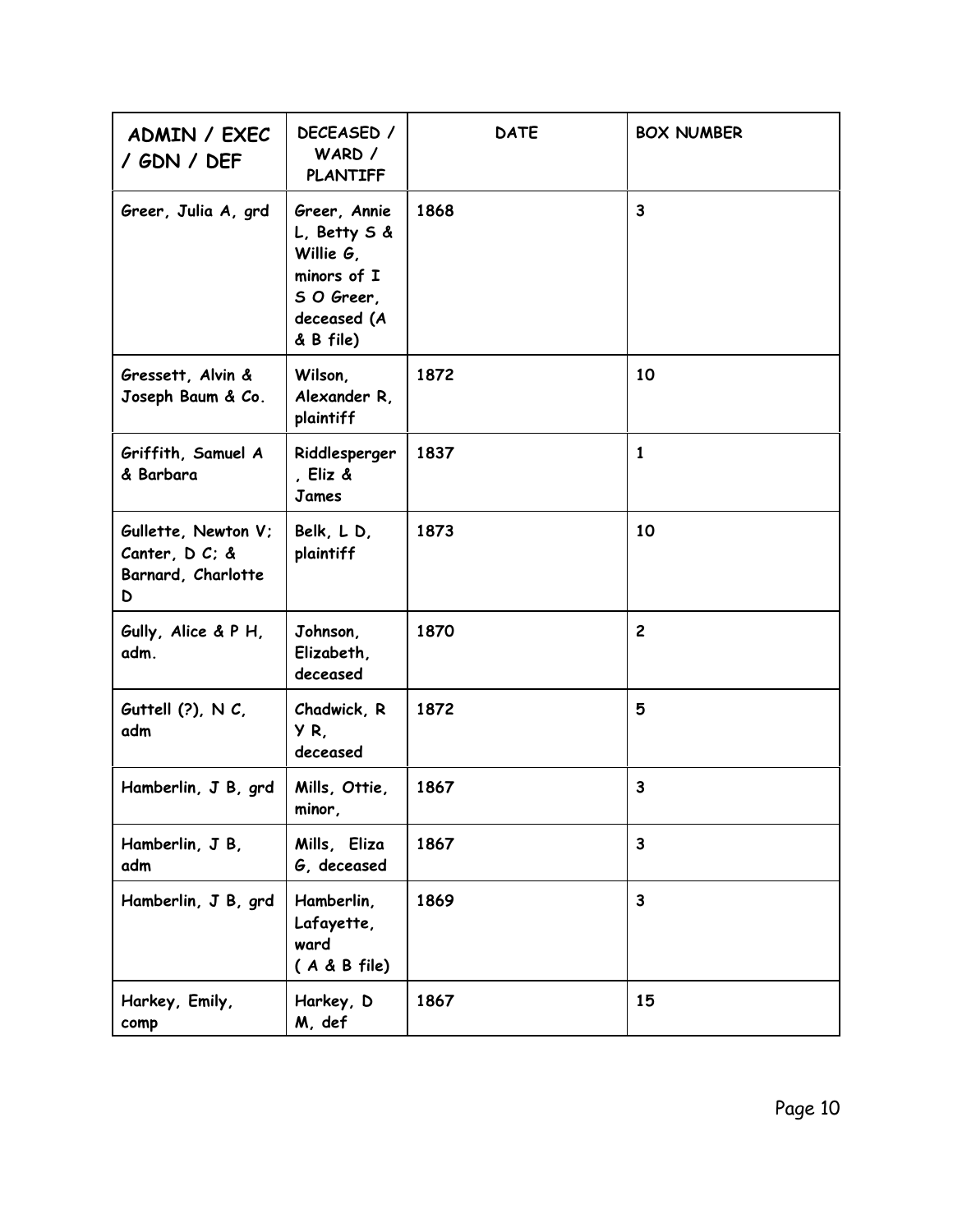| ADMIN / EXEC / GDN / DEF | DECEASED / WARD / PLANTIFF | DATE | BOX NUMBER |
| --- | --- | --- | --- |
| Greer, Julia A, grd | Greer, Annie L, Betty S & Willie G, minors of I S O Greer, deceased (A & B file) | 1868 | 3 |
| Gressett, Alvin & Joseph Baum & Co. | Wilson, Alexander R, plaintiff | 1872 | 10 |
| Griffith, Samuel A & Barbara | Riddlesperger, Eliz & James | 1837 | 1 |
| Gullette, Newton V; Canter, D C; & Barnard, Charlotte D | Belk, L D, plaintiff | 1873 | 10 |
| Gully, Alice & P H, adm. | Johnson, Elizabeth, deceased | 1870 | 2 |
| Guttell (?), N C, adm | Chadwick, R Y R, deceased | 1872 | 5 |
| Hamberlin, J B, grd | Mills, Ottie, minor, | 1867 | 3 |
| Hamberlin, J B, adm | Mills, Eliza G, deceased | 1867 | 3 |
| Hamberlin, J B, grd | Hamberlin, Lafayette, ward ( A & B file) | 1869 | 3 |
| Harkey, Emily, comp | Harkey, D M, def | 1867 | 15 |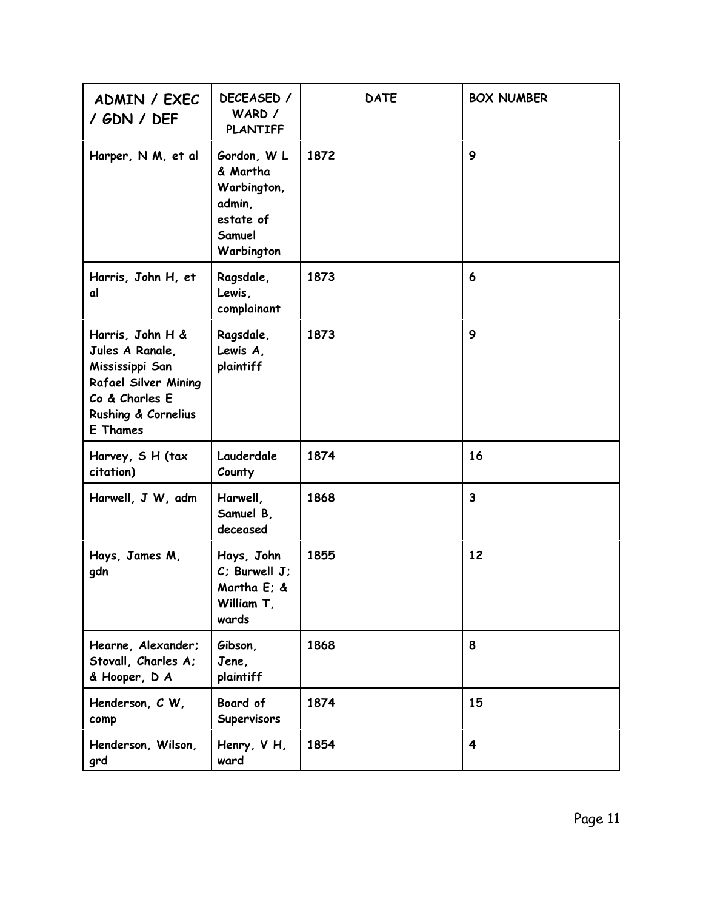| ADMIN / EXEC / GDN / DEF | DECEASED / WARD / PLANTIFF | DATE | BOX NUMBER |
|---|---|---|---|
| Harper, N M, et al | Gordon, W L & Martha Warbington, admin, estate of Samuel Warbington | 1872 | 9 |
| Harris, John H, et al | Ragsdale, Lewis, complainant | 1873 | 6 |
| Harris, John H & Jules A Ranale, Mississippi San Rafael Silver Mining Co & Charles E Rushing & Cornelius E Thames | Ragsdale, Lewis A, plaintiff | 1873 | 9 |
| Harvey, S H (tax citation) | Lauderdale County | 1874 | 16 |
| Harwell, J W, adm | Harwell, Samuel B, deceased | 1868 | 3 |
| Hays, James M, gdn | Hays, John C; Burwell J; Martha E; & William T, wards | 1855 | 12 |
| Hearne, Alexander; Stovall, Charles A; & Hooper, D A | Gibson, Jene, plaintiff | 1868 | 8 |
| Henderson, C W, comp | Board of Supervisors | 1874 | 15 |
| Henderson, Wilson, grd | Henry, V H, ward | 1854 | 4 |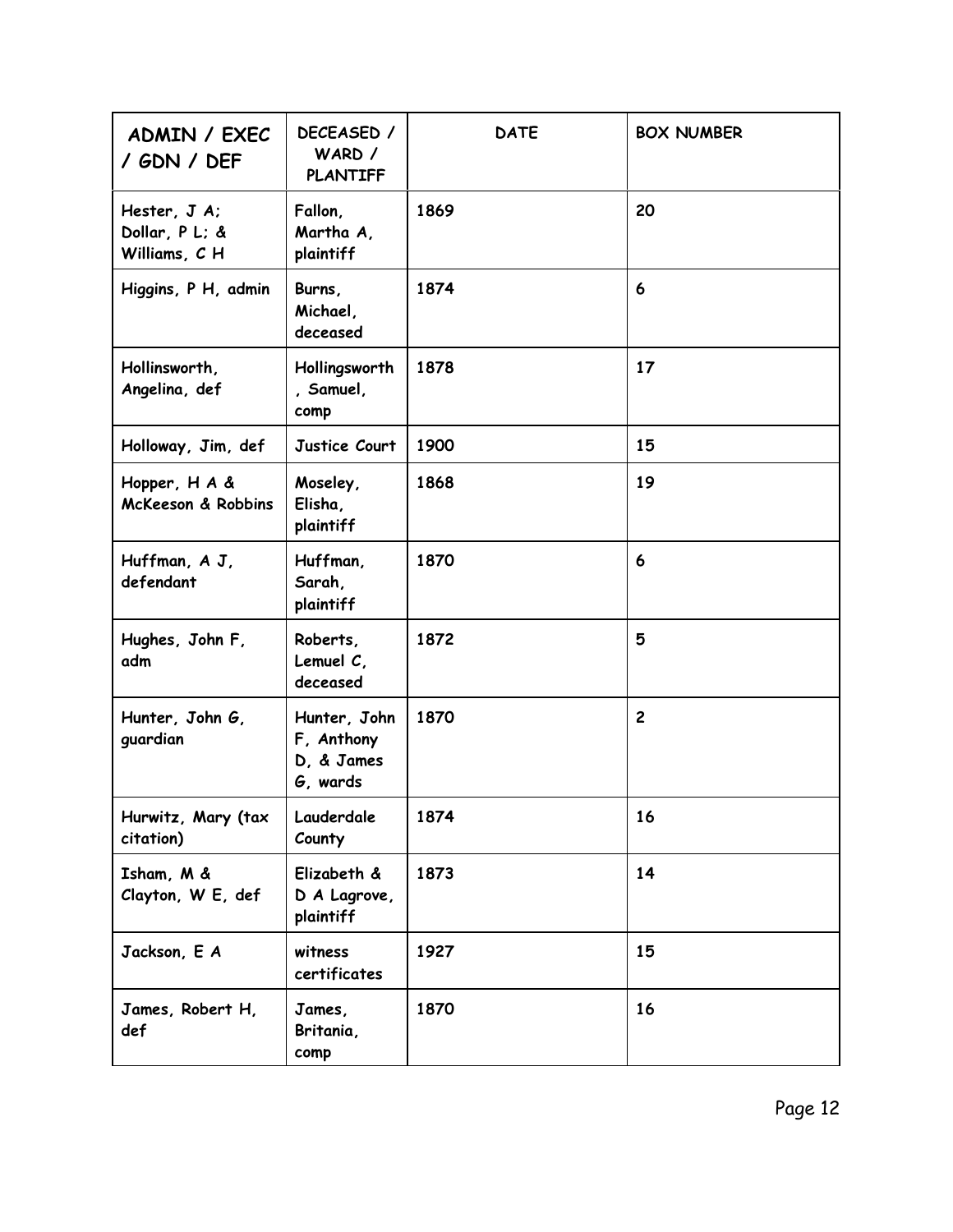| ADMIN / EXEC / GDN / DEF | DECEASED / WARD / PLANTIFF | DATE | BOX NUMBER |
| --- | --- | --- | --- |
| Hester, J A; Dollar, P L; & Williams, C H | Fallon, Martha A, plaintiff | 1869 | 20 |
| Higgins, P H, admin | Burns, Michael, deceased | 1874 | 6 |
| Hollinsworth, Angelina, def | Hollingsworth, Samuel, comp | 1878 | 17 |
| Holloway, Jim, def | Justice Court | 1900 | 15 |
| Hopper, H A & McKeeson & Robbins | Moseley, Elisha, plaintiff | 1868 | 19 |
| Huffman, A J, defendant | Huffman, Sarah, plaintiff | 1870 | 6 |
| Hughes, John F, adm | Roberts, Lemuel C, deceased | 1872 | 5 |
| Hunter, John G, guardian | Hunter, John F, Anthony D, & James G, wards | 1870 | 2 |
| Hurwitz, Mary (tax citation) | Lauderdale County | 1874 | 16 |
| Isham, M & Clayton, W E, def | Elizabeth & D A Lagrove, plaintiff | 1873 | 14 |
| Jackson, E A | witness certificates | 1927 | 15 |
| James, Robert H, def | James, Britania, comp | 1870 | 16 |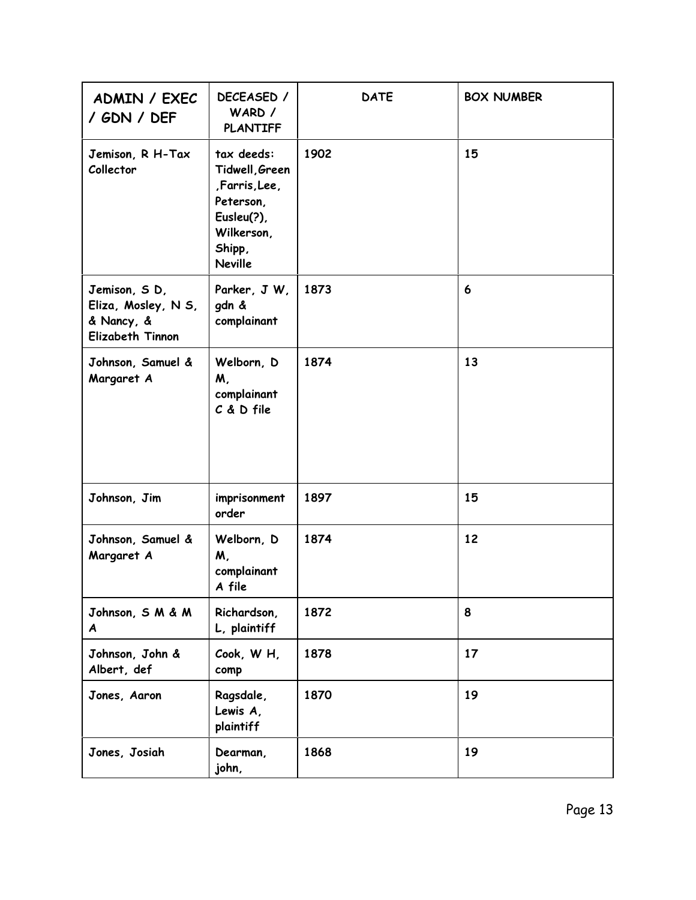| ADMIN / EXEC / GDN / DEF | DECEASED / WARD / PLANTIFF | DATE | BOX NUMBER |
|---|---|---|---|
| Jemison, R H-Tax Collector | tax deeds: Tidwell,Green ,Farris,Lee, Peterson, Eusleu(?), Wilkerson, Shipp, Neville | 1902 | 15 |
| Jemison, S D, Eliza, Mosley, N S, & Nancy, & Elizabeth Tinnon | Parker, J W, gdn & complainant | 1873 | 6 |
| Johnson, Samuel & Margaret A | Welborn, D M, complainant C & D file | 1874 | 13 |
| Johnson, Jim | imprisonment order | 1897 | 15 |
| Johnson, Samuel & Margaret A | Welborn, D M, complainant A file | 1874 | 12 |
| Johnson, S M & M A | Richardson, L, plaintiff | 1872 | 8 |
| Johnson, John & Albert, def | Cook, W H, comp | 1878 | 17 |
| Jones, Aaron | Ragsdale, Lewis A, plaintiff | 1870 | 19 |
| Jones, Josiah | Dearman, john, | 1868 | 19 |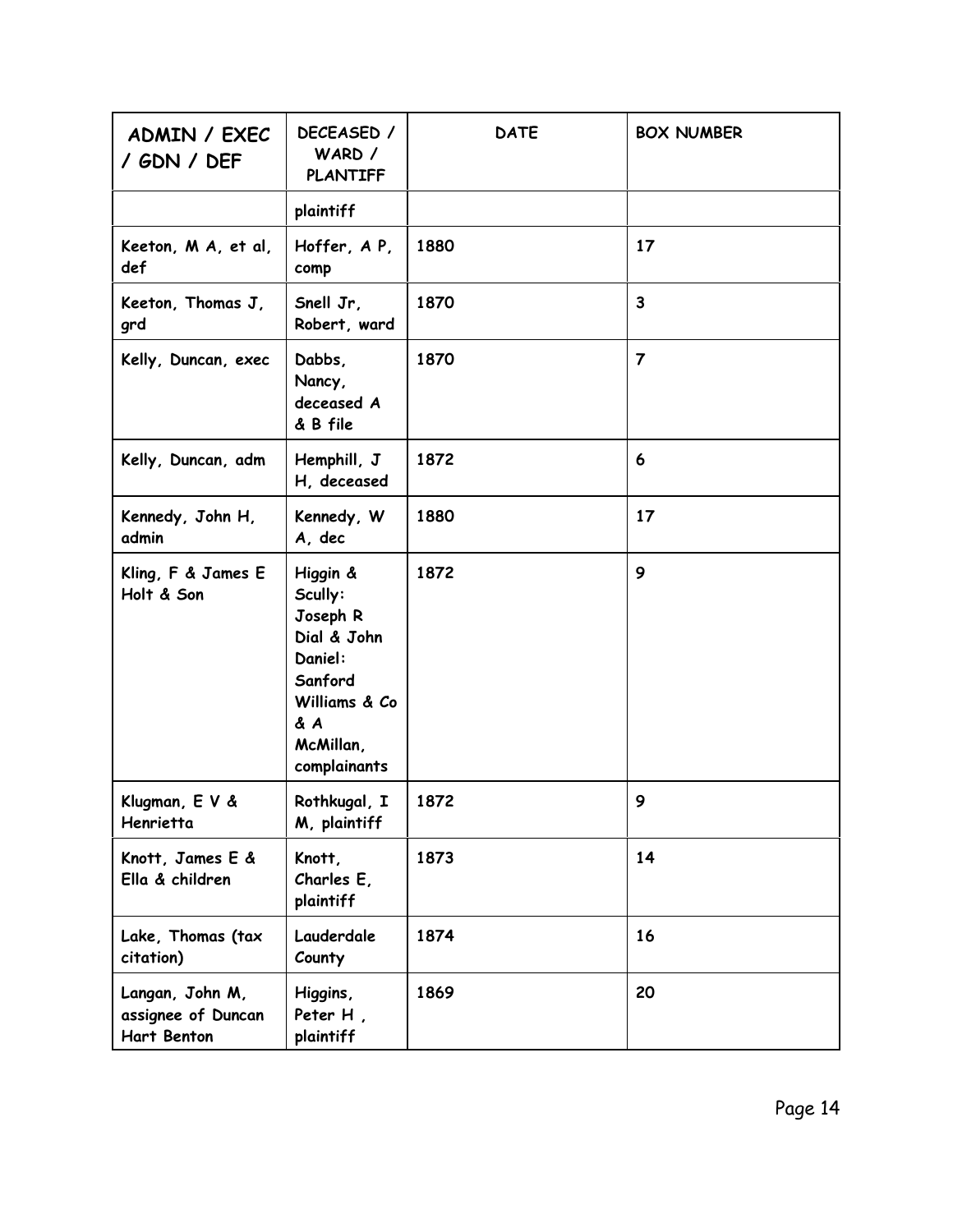| ADMIN / EXEC / GDN / DEF | DECEASED / WARD / PLANTIFF | DATE | BOX NUMBER |
| --- | --- | --- | --- |
| | plaintiff | | |
| Keeton, M A, et al, def | Hoffer, A P, comp | 1880 | 17 |
| Keeton, Thomas J, grd | Snell Jr, Robert, ward | 1870 | 3 |
| Kelly, Duncan, exec | Dabbs, Nancy, deceased A & B file | 1870 | 7 |
| Kelly, Duncan, adm | Hemphill, J H, deceased | 1872 | 6 |
| Kennedy, John H, admin | Kennedy, W A, dec | 1880 | 17 |
| Kling, F & James E Holt & Son | Higgin & Scully: Joseph R Dial & John Daniel: Sanford Williams & Co & A McMillan, complainants | 1872 | 9 |
| Klugman, E V & Henrietta | Rothkugal, I M, plaintiff | 1872 | 9 |
| Knott, James E & Ella & children | Knott, Charles E, plaintiff | 1873 | 14 |
| Lake, Thomas (tax citation) | Lauderdale County | 1874 | 16 |
| Langan, John M, assignee of Duncan Hart Benton | Higgins, Peter H , plaintiff | 1869 | 20 |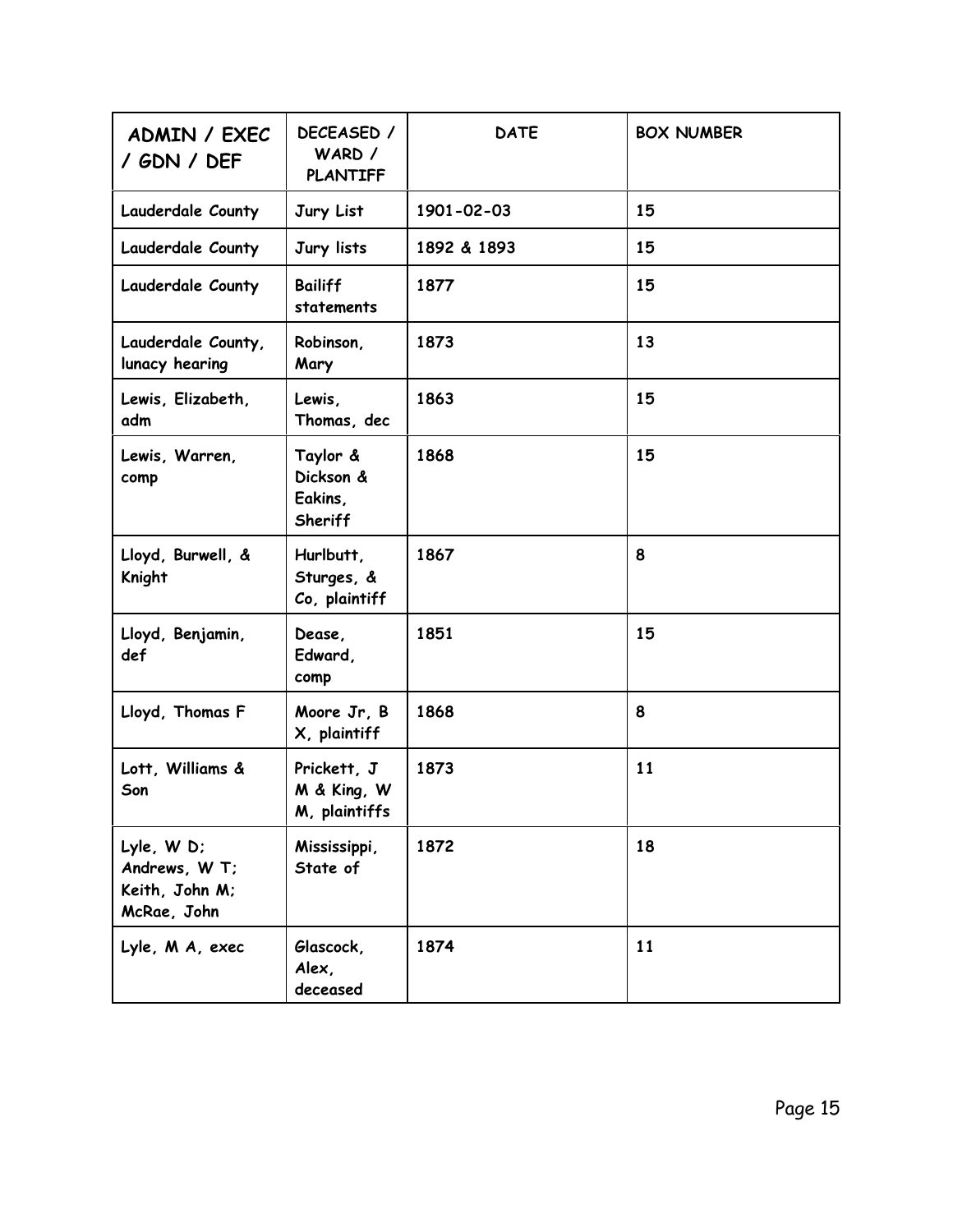| ADMIN / EXEC / GDN / DEF | DECEASED / WARD / PLANTIFF | DATE | BOX NUMBER |
|---|---|---|---|
| Lauderdale County | Jury List | 1901-02-03 | 15 |
| Lauderdale County | Jury lists | 1892 & 1893 | 15 |
| Lauderdale County | Bailiff statements | 1877 | 15 |
| Lauderdale County, lunacy hearing | Robinson, Mary | 1873 | 13 |
| Lewis, Elizabeth, adm | Lewis, Thomas, dec | 1863 | 15 |
| Lewis, Warren, comp | Taylor & Dickson & Eakins, Sheriff | 1868 | 15 |
| Lloyd, Burwell, & Knight | Hurlbutt, Sturges, & Co, plaintiff | 1867 | 8 |
| Lloyd, Benjamin, def | Dease, Edward, comp | 1851 | 15 |
| Lloyd, Thomas F | Moore Jr, B X, plaintiff | 1868 | 8 |
| Lott, Williams & Son | Prickett, J M & King, W M, plaintiffs | 1873 | 11 |
| Lyle, W D; Andrews, W T; Keith, John M; McRae, John | Mississippi, State of | 1872 | 18 |
| Lyle, M A, exec | Glascock, Alex, deceased | 1874 | 11 |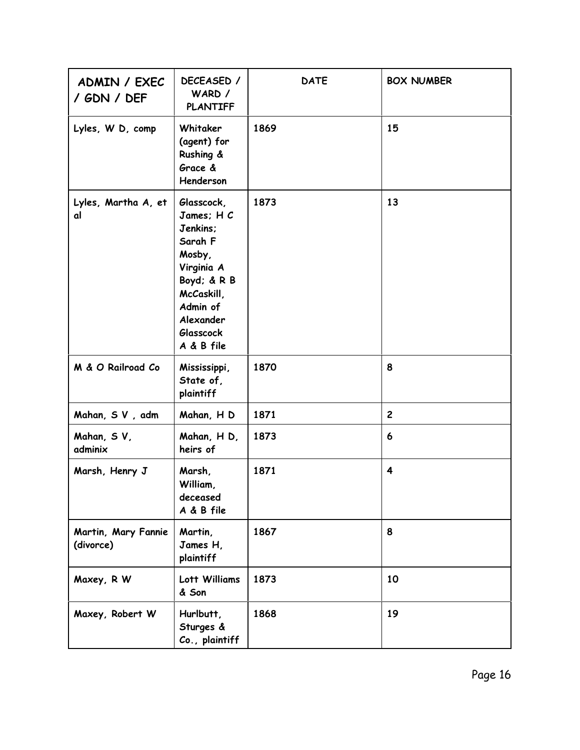| ADMIN / EXEC / GDN / DEF | DECEASED / WARD / PLANTIFF | DATE | BOX NUMBER |
|---|---|---|---|
| Lyles, W D, comp | Whitaker (agent) for Rushing & Grace & Henderson | 1869 | 15 |
| Lyles, Martha A, et al | Glasscock, James; H C Jenkins; Sarah F Mosby, Virginia A Boyd; & R B McCaskill, Admin of Alexander Glasscock A & B file | 1873 | 13 |
| M & O Railroad Co | Mississippi, State of, plaintiff | 1870 | 8 |
| Mahan, S V , adm | Mahan, H D | 1871 | 2 |
| Mahan, S V, adminix | Mahan, H D, heirs of | 1873 | 6 |
| Marsh, Henry J | Marsh, William, deceased A & B file | 1871 | 4 |
| Martin, Mary Fannie (divorce) | Martin, James H, plaintiff | 1867 | 8 |
| Maxey, R W | Lott Williams & Son | 1873 | 10 |
| Maxey, Robert W | Hurlbutt, Sturges & Co., plaintiff | 1868 | 19 |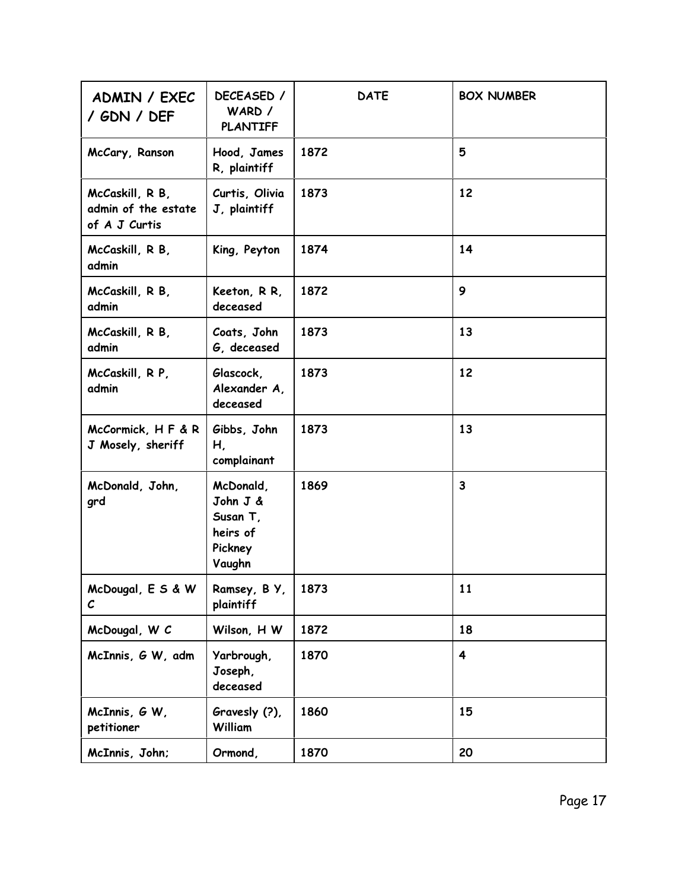| ADMIN / EXEC / GDN / DEF | DECEASED / WARD / PLANTIFF | DATE | BOX NUMBER |
|---|---|---|---|
| McCary, Ranson | Hood, James R, plaintiff | 1872 | 5 |
| McCaskill, R B, admin of the estate of A J Curtis | Curtis, Olivia J, plaintiff | 1873 | 12 |
| McCaskill, R B, admin | King, Peyton | 1874 | 14 |
| McCaskill, R B, admin | Keeton, R R, deceased | 1872 | 9 |
| McCaskill, R B, admin | Coats, John G, deceased | 1873 | 13 |
| McCaskill, R P, admin | Glascock, Alexander A, deceased | 1873 | 12 |
| McCormick, H F & R J Mosely, sheriff | Gibbs, John H, complainant | 1873 | 13 |
| McDonald, John, grd | McDonald, John J & Susan T, heirs of Pickney Vaughn | 1869 | 3 |
| McDougal, E S & W C | Ramsey, B Y, plaintiff | 1873 | 11 |
| McDougal, W C | Wilson, H W | 1872 | 18 |
| McInnis, G W, adm | Yarbrough, Joseph, deceased | 1870 | 4 |
| McInnis, G W, petitioner | Gravesly (?), William | 1860 | 15 |
| McInnis, John; | Ormond, | 1870 | 20 |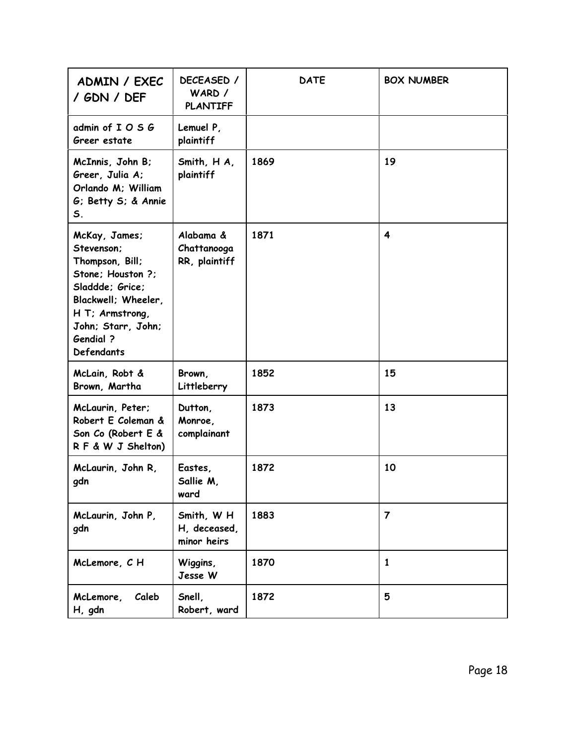| ADMIN / EXEC / GDN / DEF | DECEASED / WARD / PLANTIFF | DATE | BOX NUMBER |
|---|---|---|---|
| admin of I O S G Greer estate | Lemuel P, plaintiff | | |
| McInnis, John B; Greer, Julia A; Orlando M; William G; Betty S; & Annie S. | Smith, H A, plaintiff | 1869 | 19 |
| McKay, James; Stevenson; Thompson, Bill; Stone; Houston ?; Sladdde; Grice; Blackwell; Wheeler, H T; Armstrong, John; Starr, John; Gendial ? Defendants | Alabama & Chattanooga RR, plaintiff | 1871 | 4 |
| McLain, Robt & Brown, Martha | Brown, Littleberry | 1852 | 15 |
| McLaurin, Peter; Robert E Coleman & Son Co (Robert E & R F & W J Shelton) | Dutton, Monroe, complainant | 1873 | 13 |
| McLaurin, John R, gdn | Eastes, Sallie M, ward | 1872 | 10 |
| McLaurin, John P, gdn | Smith, W H H, deceased, minor heirs | 1883 | 7 |
| McLemore, C H | Wiggins, Jesse W | 1870 | 1 |
| McLemore, Caleb H, gdn | Snell, Robert, ward | 1872 | 5 |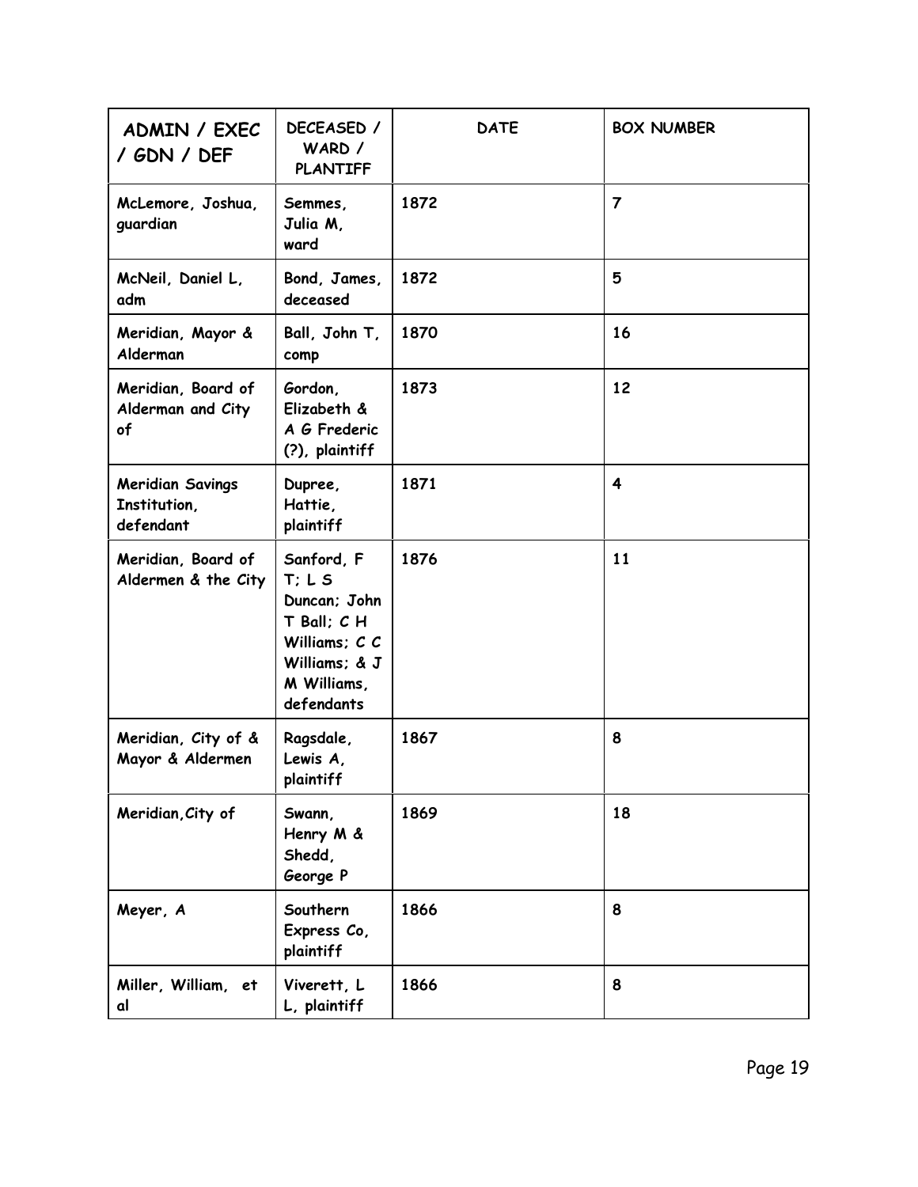| ADMIN / EXEC / GDN / DEF | DECEASED / WARD / PLANTIFF | DATE | BOX NUMBER |
|---|---|---|---|
| McLemore, Joshua, guardian | Semmes, Julia M, ward | 1872 | 7 |
| McNeil, Daniel L, adm | Bond, James, deceased | 1872 | 5 |
| Meridian, Mayor & Alderman | Ball, John T, comp | 1870 | 16 |
| Meridian, Board of Alderman and City of | Gordon, Elizabeth & A G Frederic (?), plaintiff | 1873 | 12 |
| Meridian Savings Institution, defendant | Dupree, Hattie, plaintiff | 1871 | 4 |
| Meridian, Board of Aldermen & the City | Sanford, F T; L S Duncan; John T Ball; C H Williams; C C Williams; & J M Williams, defendants | 1876 | 11 |
| Meridian, City of & Mayor & Aldermen | Ragsdale, Lewis A, plaintiff | 1867 | 8 |
| Meridian, City of | Swann, Henry M & Shedd, George P | 1869 | 18 |
| Meyer, A | Southern Express Co, plaintiff | 1866 | 8 |
| Miller, William, et al | Viverett, L L, plaintiff | 1866 | 8 |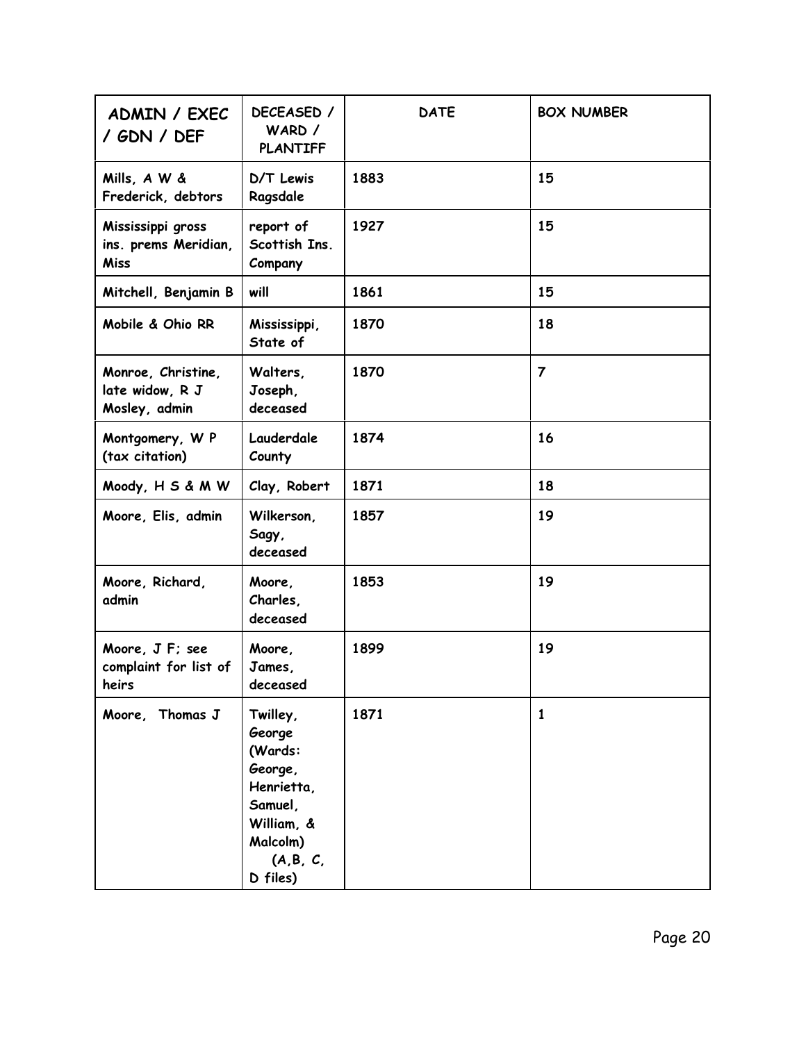| ADMIN / EXEC / GDN / DEF | DECEASED / WARD / PLANTIFF | DATE | BOX NUMBER |
| --- | --- | --- | --- |
| Mills, A W & Frederick, debtors | D/T Lewis Ragsdale | 1883 | 15 |
| Mississippi gross ins. prems Meridian, Miss | report of Scottish Ins. Company | 1927 | 15 |
| Mitchell, Benjamin B | will | 1861 | 15 |
| Mobile & Ohio RR | Mississippi, State of | 1870 | 18 |
| Monroe, Christine, late widow, R J Mosley, admin | Walters, Joseph, deceased | 1870 | 7 |
| Montgomery, W P (tax citation) | Lauderdale County | 1874 | 16 |
| Moody, H S & M W | Clay, Robert | 1871 | 18 |
| Moore, Elis, admin | Wilkerson, Sagy, deceased | 1857 | 19 |
| Moore, Richard, admin | Moore, Charles, deceased | 1853 | 19 |
| Moore, J F; see complaint for list of heirs | Moore, James, deceased | 1899 | 19 |
| Moore, Thomas J | Twilley, George (Wards: George, Henrietta, Samuel, William, & Malcolm) (A,B, C, D files) | 1871 | 1 |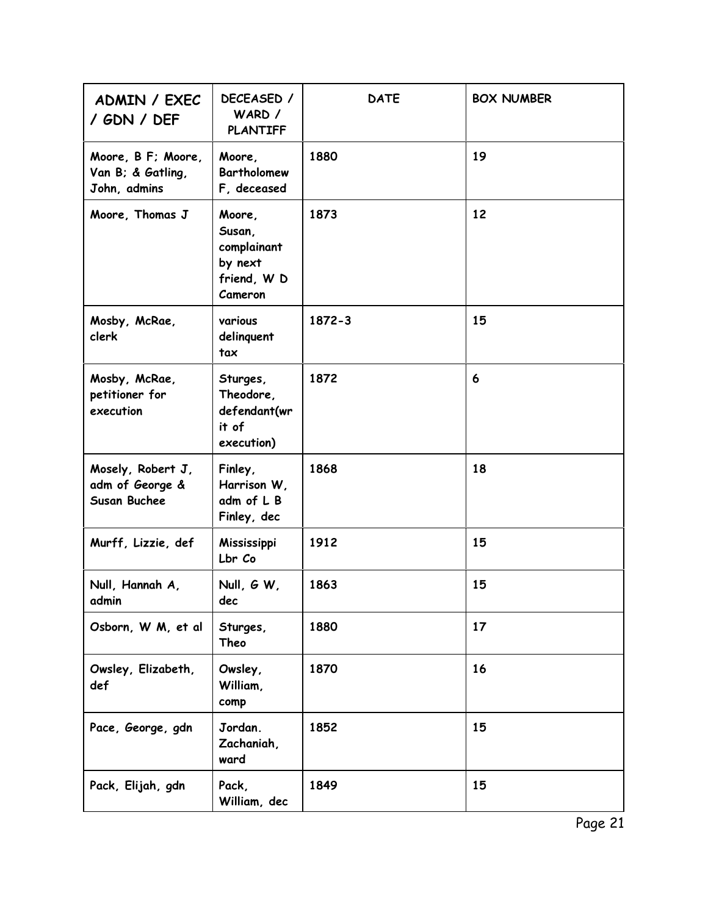| ADMIN / EXEC / GDN / DEF | DECEASED / WARD / PLANTIFF | DATE | BOX NUMBER |
| --- | --- | --- | --- |
| Moore, B F; Moore, Van B; & Gatling, John, admins | Moore, Bartholomew F, deceased | 1880 | 19 |
| Moore, Thomas J | Moore, Susan, complainant by next friend, W D Cameron | 1873 | 12 |
| Mosby, McRae, clerk | various delinquent tax | 1872-3 | 15 |
| Mosby, McRae, petitioner for execution | Sturges, Theodore, defendant(writ of execution) | 1872 | 6 |
| Mosely, Robert J, adm of George & Susan Buchee | Finley, Harrison W, adm of L B Finley, dec | 1868 | 18 |
| Murff, Lizzie, def | Mississippi Lbr Co | 1912 | 15 |
| Null, Hannah A, admin | Null, G W, dec | 1863 | 15 |
| Osborn, W M, et al | Sturges, Theo | 1880 | 17 |
| Owsley, Elizabeth, def | Owsley, William, comp | 1870 | 16 |
| Pace, George, gdn | Jordan. Zachaniah, ward | 1852 | 15 |
| Pack, Elijah, gdn | Pack, William, dec | 1849 | 15 |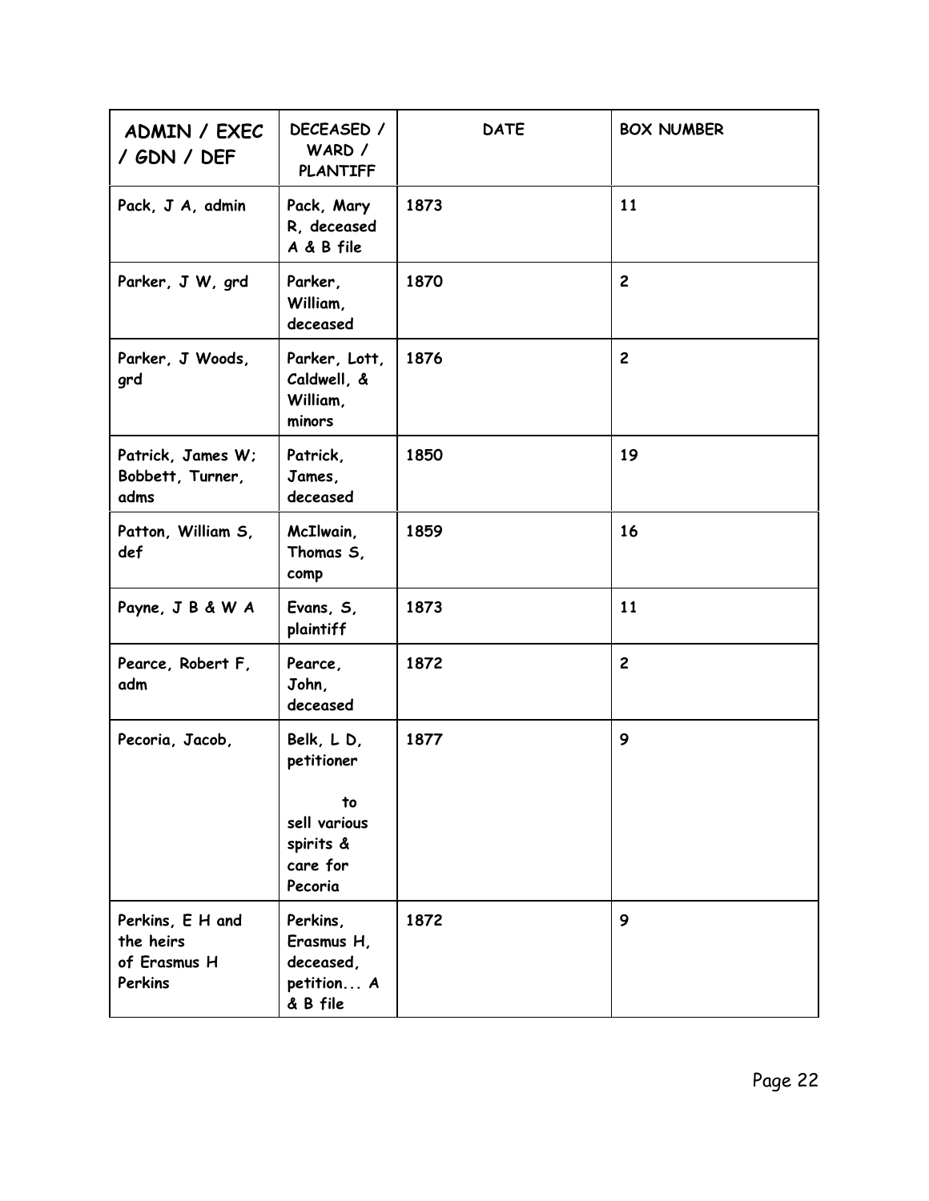| ADMIN / EXEC / GDN / DEF | DECEASED / WARD / PLANTIFF | DATE | BOX NUMBER |
|---|---|---|---|
| Pack, J A, admin | Pack, Mary R, deceased A & B file | 1873 | 11 |
| Parker, J W, grd | Parker, William, deceased | 1870 | 2 |
| Parker, J Woods, grd | Parker, Lott, Caldwell, & William, minors | 1876 | 2 |
| Patrick, James W; Bobbett, Turner, adms | Patrick, James, deceased | 1850 | 19 |
| Patton, William S, def | McIlwain, Thomas S, comp | 1859 | 16 |
| Payne, J B & W A | Evans, S, plaintiff | 1873 | 11 |
| Pearce, Robert F, adm | Pearce, John, deceased | 1872 | 2 |
| Pecoria, Jacob, | Belk, L D, petitioner to sell various spirits & care for Pecoria | 1877 | 9 |
| Perkins, E H and the heirs of Erasmus H Perkins | Perkins, Erasmus H, deceased, petition... A & B file | 1872 | 9 |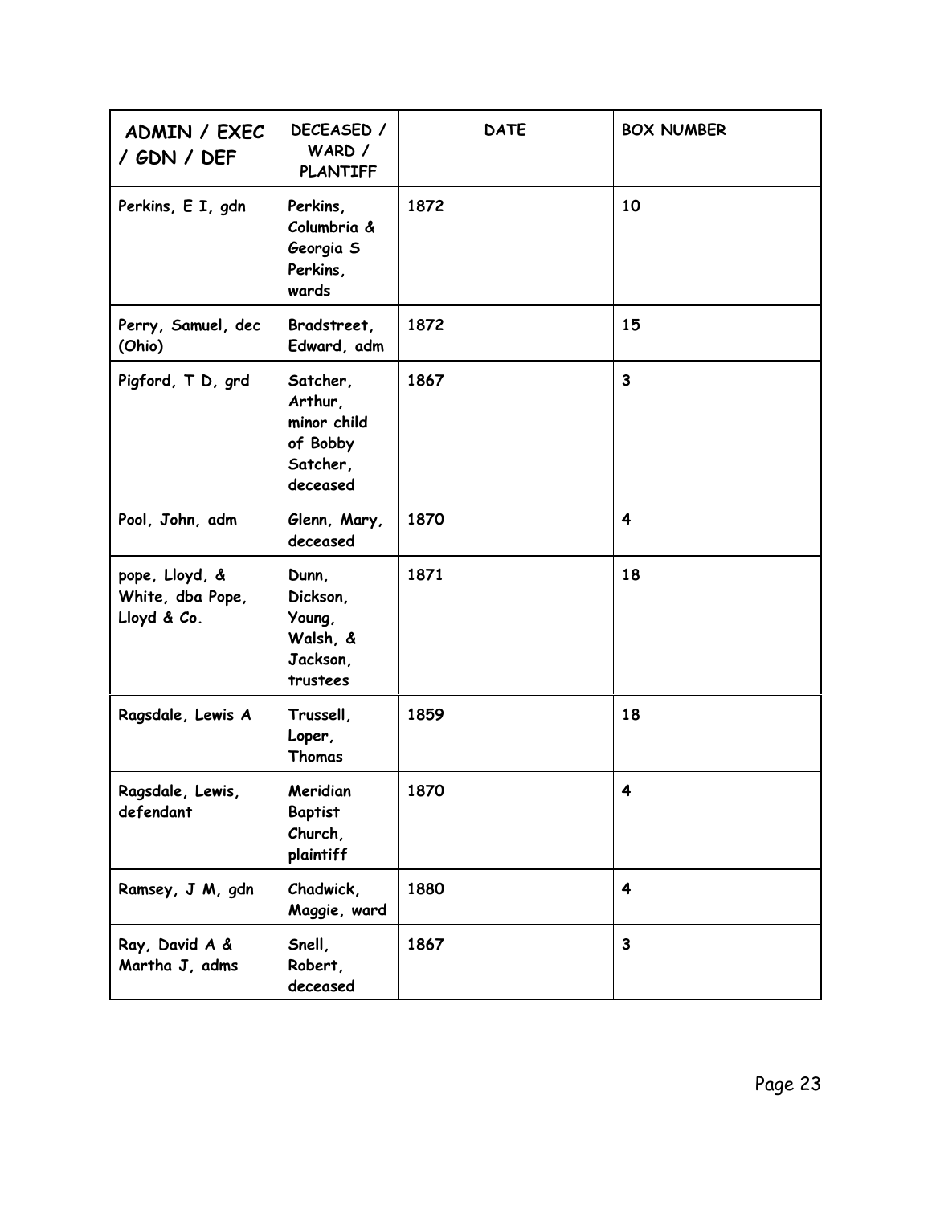| ADMIN / EXEC / GDN / DEF | DECEASED / WARD / PLANTIFF | DATE | BOX NUMBER |
|---|---|---|---|
| Perkins, E I, gdn | Perkins, Columbria & Georgia S Perkins, wards | 1872 | 10 |
| Perry, Samuel, dec (Ohio) | Bradstreet, Edward, adm | 1872 | 15 |
| Pigford, T D, grd | Satcher, Arthur, minor child of Bobby Satcher, deceased | 1867 | 3 |
| Pool, John, adm | Glenn, Mary, deceased | 1870 | 4 |
| pope, Lloyd, & White, dba Pope, Lloyd & Co. | Dunn, Dickson, Young, Walsh, & Jackson, trustees | 1871 | 18 |
| Ragsdale, Lewis A | Trussell, Loper, Thomas | 1859 | 18 |
| Ragsdale, Lewis, defendant | Meridian Baptist Church, plaintiff | 1870 | 4 |
| Ramsey, J M, gdn | Chadwick, Maggie, ward | 1880 | 4 |
| Ray, David A & Martha J, adms | Snell, Robert, deceased | 1867 | 3 |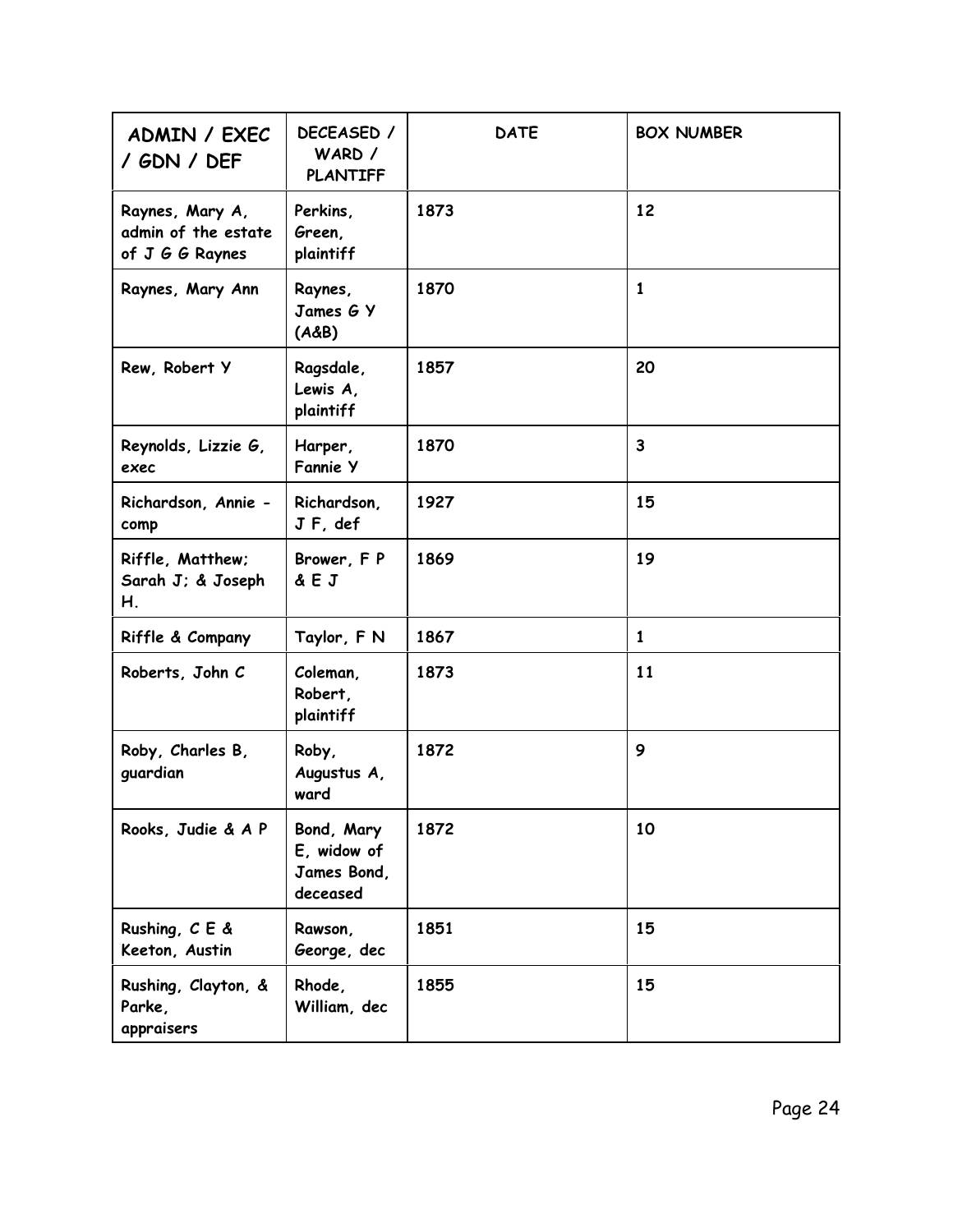| ADMIN / EXEC / GDN / DEF | DECEASED / WARD / PLANTIFF | DATE | BOX NUMBER |
|---|---|---|---|
| Raynes, Mary A, admin of the estate of J G G Raynes | Perkins, Green, plaintiff | 1873 | 12 |
| Raynes, Mary Ann | Raynes, James G Y (A&B) | 1870 | 1 |
| Rew, Robert Y | Ragsdale, Lewis A, plaintiff | 1857 | 20 |
| Reynolds, Lizzie G, exec | Harper, Fannie Y | 1870 | 3 |
| Richardson, Annie - comp | Richardson, J F, def | 1927 | 15 |
| Riffle, Matthew; Sarah J; & Joseph H. | Brower, F P & E J | 1869 | 19 |
| Riffle & Company | Taylor, F N | 1867 | 1 |
| Roberts, John C | Coleman, Robert, plaintiff | 1873 | 11 |
| Roby, Charles B, guardian | Roby, Augustus A, ward | 1872 | 9 |
| Rooks, Judie & A P | Bond, Mary E, widow of James Bond, deceased | 1872 | 10 |
| Rushing, C E & Keeton, Austin | Rawson, George, dec | 1851 | 15 |
| Rushing, Clayton, & Parke, appraisers | Rhode, William, dec | 1855 | 15 |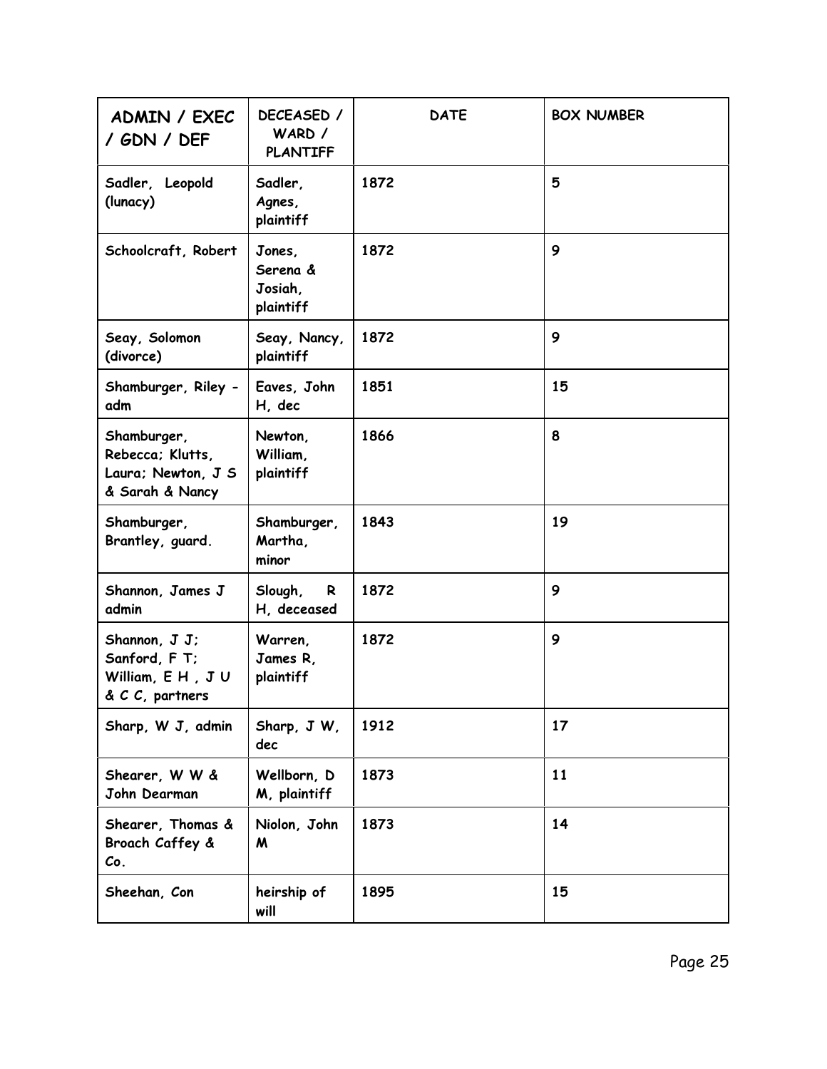| ADMIN / EXEC / GDN / DEF | DECEASED / WARD / PLANTIFF | DATE | BOX NUMBER |
|---|---|---|---|
| Sadler, Leopold (lunacy) | Sadler, Agnes, plaintiff | 1872 | 5 |
| Schoolcraft, Robert | Jones, Serena & Josiah, plaintiff | 1872 | 9 |
| Seay, Solomon (divorce) | Seay, Nancy, plaintiff | 1872 | 9 |
| Shamburger, Riley - adm | Eaves, John H, dec | 1851 | 15 |
| Shamburger, Rebecca; Klutts, Laura; Newton, J S & Sarah & Nancy | Newton, William, plaintiff | 1866 | 8 |
| Shamburger, Brantley, guard. | Shamburger, Martha, minor | 1843 | 19 |
| Shannon, James J admin | Slough, R H, deceased | 1872 | 9 |
| Shannon, J J; Sanford, F T; William, E H , J U & C C, partners | Warren, James R, plaintiff | 1872 | 9 |
| Sharp, W J, admin | Sharp, J W, dec | 1912 | 17 |
| Shearer, W W & John Dearman | Wellborn, D M, plaintiff | 1873 | 11 |
| Shearer, Thomas & Broach Caffey & Co. | Niolon, John M | 1873 | 14 |
| Sheehan, Con | heirship of will | 1895 | 15 |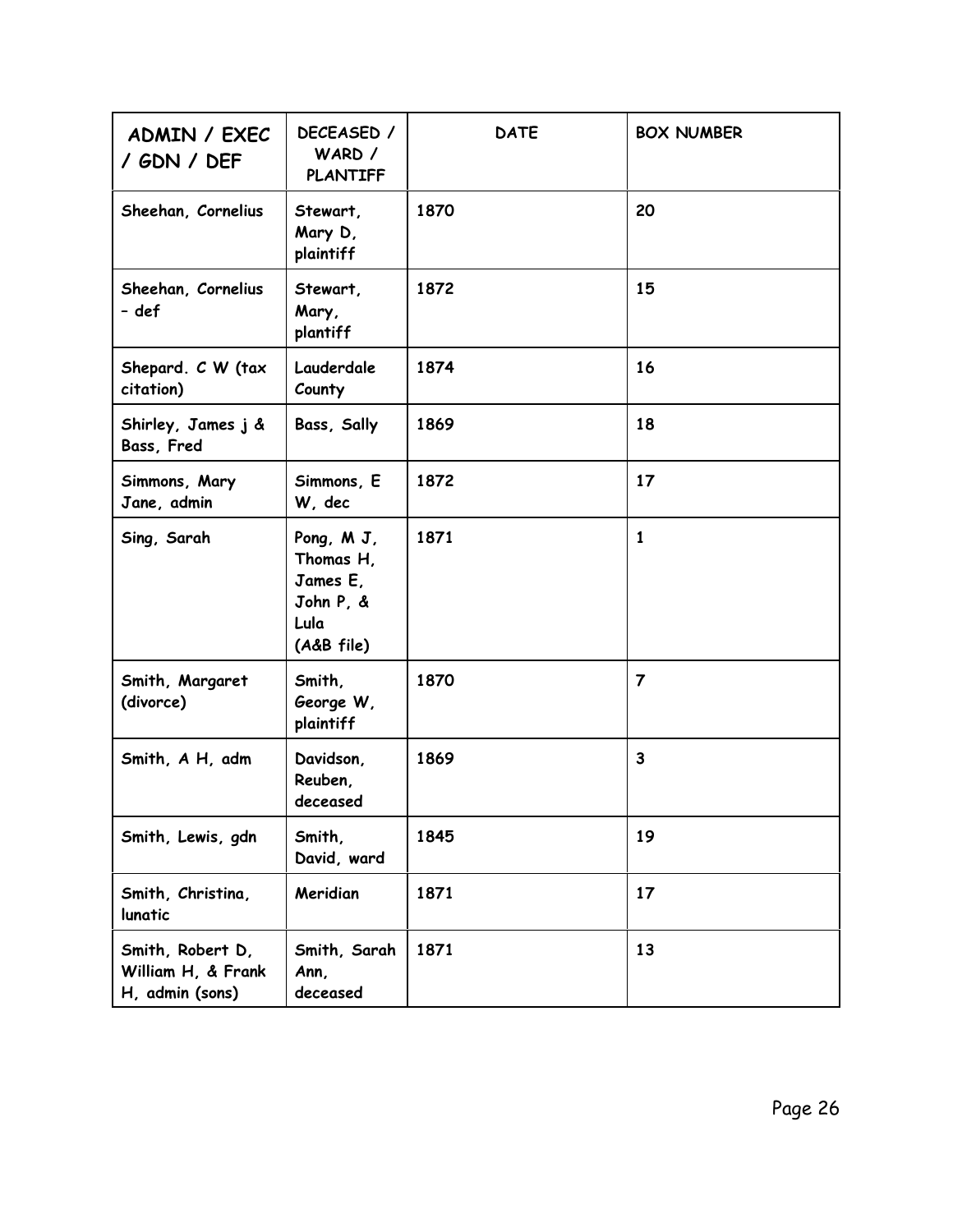| ADMIN / EXEC / GDN / DEF | DECEASED / WARD / PLANTIFF | DATE | BOX NUMBER |
|---|---|---|---|
| Sheehan, Cornelius | Stewart, Mary D, plaintiff | 1870 | 20 |
| Sheehan, Cornelius – def | Stewart, Mary, plantiff | 1872 | 15 |
| Shepard. C W (tax citation) | Lauderdale County | 1874 | 16 |
| Shirley, James j & Bass, Fred | Bass, Sally | 1869 | 18 |
| Simmons, Mary Jane, admin | Simmons, E W, dec | 1872 | 17 |
| Sing, Sarah | Pong, M J, Thomas H, James E, John P, & Lula (A&B file) | 1871 | 1 |
| Smith, Margaret (divorce) | Smith, George W, plaintiff | 1870 | 7 |
| Smith, A H, adm | Davidson, Reuben, deceased | 1869 | 3 |
| Smith, Lewis, gdn | Smith, David, ward | 1845 | 19 |
| Smith, Christina, lunatic | Meridian | 1871 | 17 |
| Smith, Robert D, William H, & Frank H, admin (sons) | Smith, Sarah Ann, deceased | 1871 | 13 |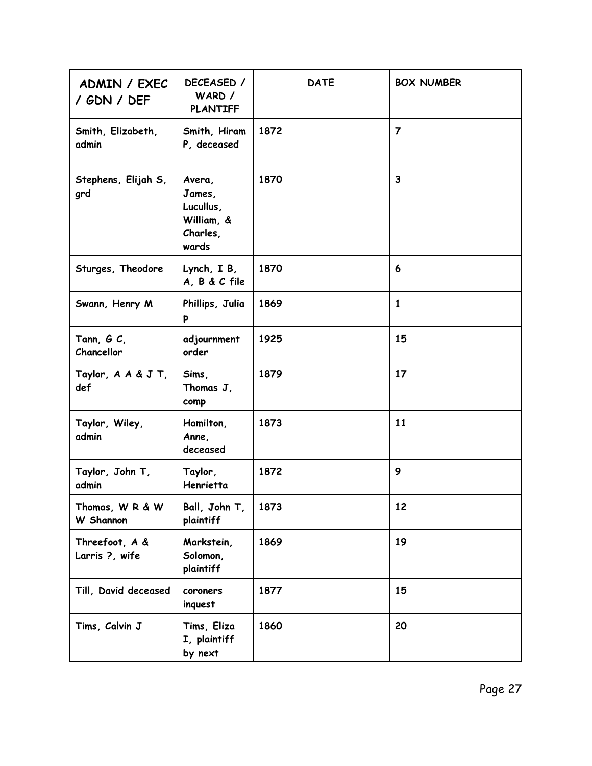| ADMIN / EXEC / GDN / DEF | DECEASED / WARD / PLANTIFF | DATE | BOX NUMBER |
|---|---|---|---|
| Smith, Elizabeth, admin | Smith, Hiram P, deceased | 1872 | 7 |
| Stephens, Elijah S, grd | Avera, James, Lucullus, William, & Charles, wards | 1870 | 3 |
| Sturges, Theodore | Lynch, I B, A, B & C file | 1870 | 6 |
| Swann, Henry M | Phillips, Julia p | 1869 | 1 |
| Tann, G C, Chancellor | adjournment order | 1925 | 15 |
| Taylor, A A & J T, def | Sims, Thomas J, comp | 1879 | 17 |
| Taylor, Wiley, admin | Hamilton, Anne, deceased | 1873 | 11 |
| Taylor, John T, admin | Taylor, Henrietta | 1872 | 9 |
| Thomas, W R & W W Shannon | Ball, John T, plaintiff | 1873 | 12 |
| Threefoot, A & Larris ?, wife | Markstein, Solomon, plaintiff | 1869 | 19 |
| Till, David deceased | coroners inquest | 1877 | 15 |
| Tims, Calvin J | Tims, Eliza I, plaintiff by next | 1860 | 20 |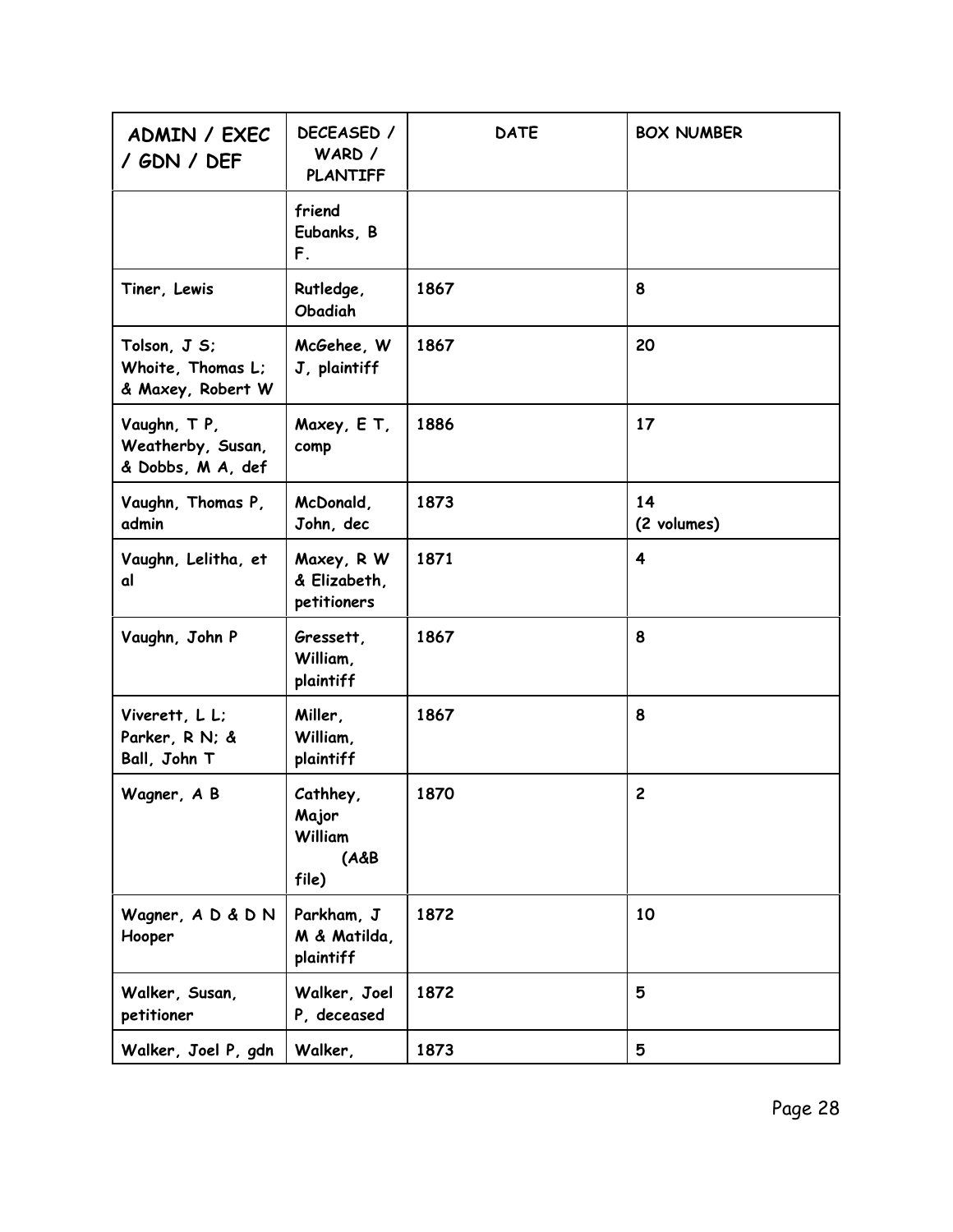| ADMIN / EXEC / GDN / DEF | DECEASED / WARD / PLANTIFF | DATE | BOX NUMBER |
|---|---|---|---|
| | friend Eubanks, B F. | | |
| Tiner, Lewis | Rutledge, Obadiah | 1867 | 8 |
| Tolson, J S; Whoite, Thomas L; & Maxey, Robert W | McGehee, W J, plaintiff | 1867 | 20 |
| Vaughn, T P, Weatherby, Susan, & Dobbs, M A, def | Maxey, E T, comp | 1886 | 17 |
| Vaughn, Thomas P, admin | McDonald, John, dec | 1873 | 14 (2 volumes) |
| Vaughn, Lelitha, et al | Maxey, R W & Elizabeth, petitioners | 1871 | 4 |
| Vaughn, John P | Gressett, William, plaintiff | 1867 | 8 |
| Viverett, L L; Parker, R N; & Ball, John T | Miller, William, plaintiff | 1867 | 8 |
| Wagner, A B | Cathhey, Major William (A&B file) | 1870 | 2 |
| Wagner, A D & D N Hooper | Parkham, J M & Matilda, plaintiff | 1872 | 10 |
| Walker, Susan, petitioner | Walker, Joel P, deceased | 1872 | 5 |
| Walker, Joel P, gdn | Walker, | 1873 | 5 |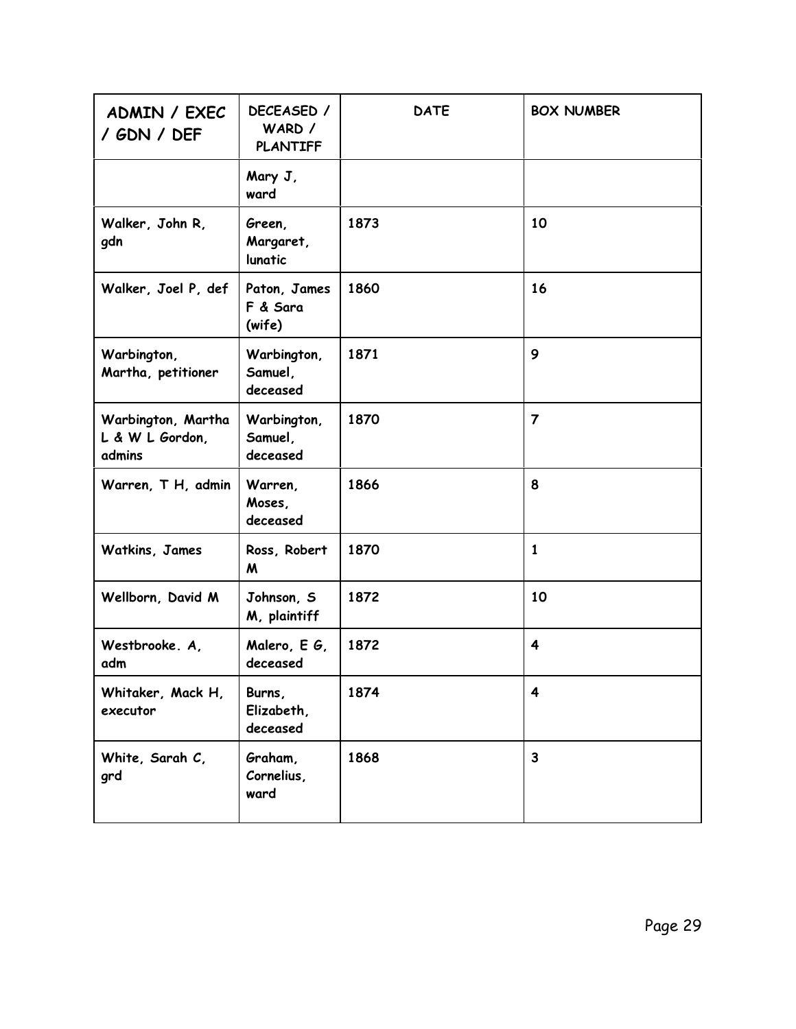| ADMIN / EXEC / GDN / DEF | DECEASED / WARD / PLANTIFF | DATE | BOX NUMBER |
|---|---|---|---|
| | Mary J, ward | | |
| Walker, John R, gdn | Green, Margaret, lunatic | 1873 | 10 |
| Walker, Joel P, def | Paton, James F & Sara (wife) | 1860 | 16 |
| Warbington, Martha, petitioner | Warbington, Samuel, deceased | 1871 | 9 |
| Warbington, Martha L & W L Gordon, admins | Warbington, Samuel, deceased | 1870 | 7 |
| Warren, T H, admin | Warren, Moses, deceased | 1866 | 8 |
| Watkins, James | Ross, Robert M | 1870 | 1 |
| Wellborn, David M | Johnson, S M, plaintiff | 1872 | 10 |
| Westbrooke. A, adm | Malero, E G, deceased | 1872 | 4 |
| Whitaker, Mack H, executor | Burns, Elizabeth, deceased | 1874 | 4 |
| White, Sarah C, grd | Graham, Cornelius, ward | 1868 | 3 |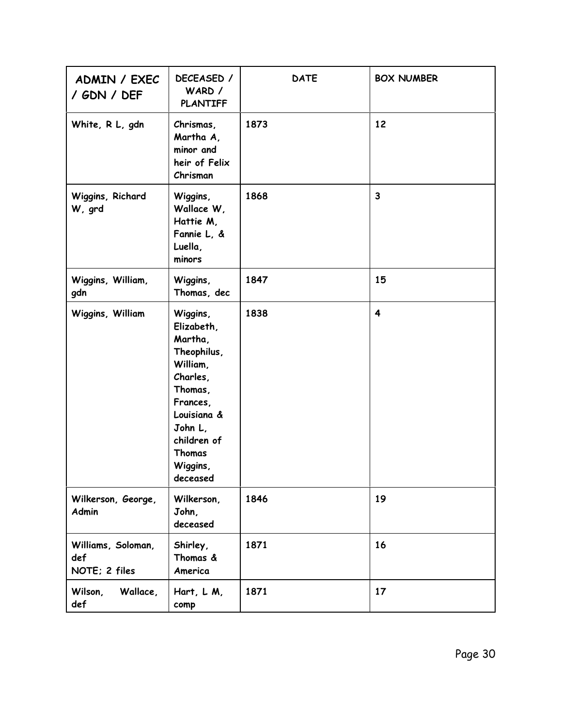| ADMIN / EXEC / GDN / DEF | DECEASED / WARD / PLANTIFF | DATE | BOX NUMBER |
|---|---|---|---|
| White, R L, gdn | Chrismas, Martha A, minor and heir of Felix Chrisman | 1873 | 12 |
| Wiggins, Richard W, grd | Wiggins, Wallace W, Hattie M, Fannie L, & Luella, minors | 1868 | 3 |
| Wiggins, William, gdn | Wiggins, Thomas, dec | 1847 | 15 |
| Wiggins, William | Wiggins, Elizabeth, Martha, Theophilus, William, Charles, Thomas, Frances, Louisiana & John L, children of Thomas Wiggins, deceased | 1838 | 4 |
| Wilkerson, George, Admin | Wilkerson, John, deceased | 1846 | 19 |
| Williams, Soloman, def NOTE; 2 files | Shirley, Thomas & America | 1871 | 16 |
| Wilson, Wallace, def | Hart, L M, comp | 1871 | 17 |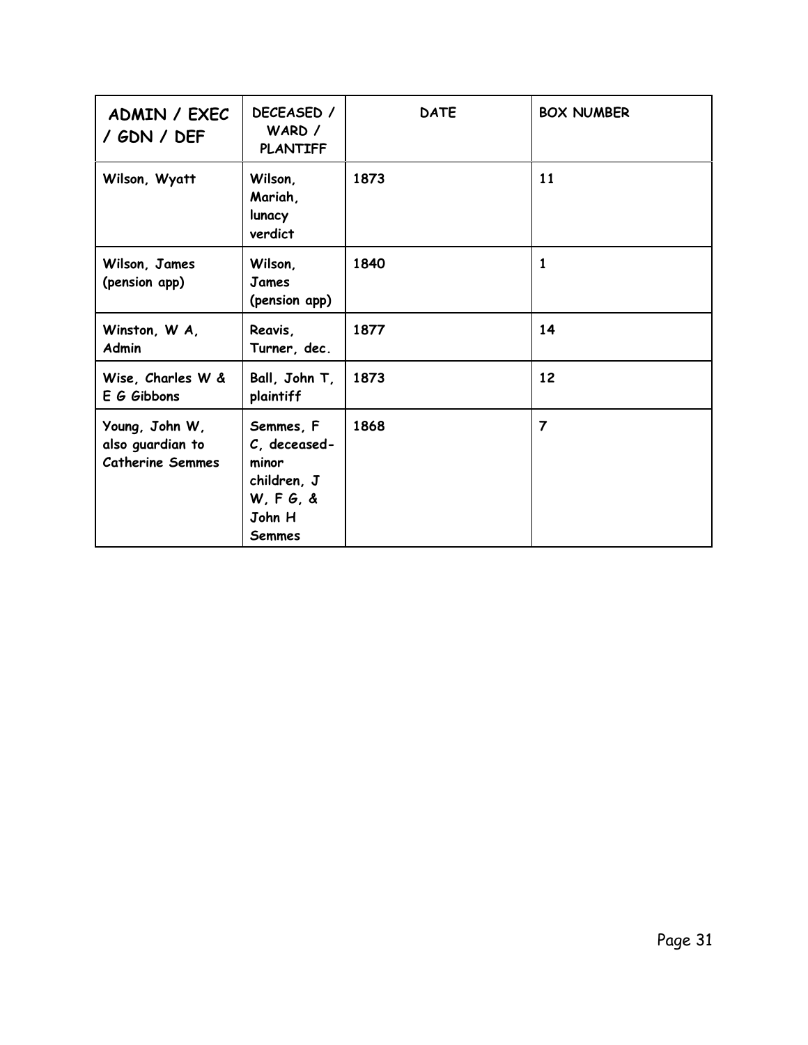| ADMIN / EXEC / GDN / DEF | DECEASED / WARD / PLANTIFF | DATE | BOX NUMBER |
| --- | --- | --- | --- |
| Wilson, Wyatt | Wilson, Mariah, lunacy verdict | 1873 | 11 |
| Wilson, James (pension app) | Wilson, James (pension app) | 1840 | 1 |
| Winston, W A, Admin | Reavis, Turner, dec. | 1877 | 14 |
| Wise, Charles W & E G Gibbons | Ball, John T, plaintiff | 1873 | 12 |
| Young, John W, also guardian to Catherine Semmes | Semmes, F C, deceased-minor children, J W, F G, & John H Semmes | 1868 | 7 |